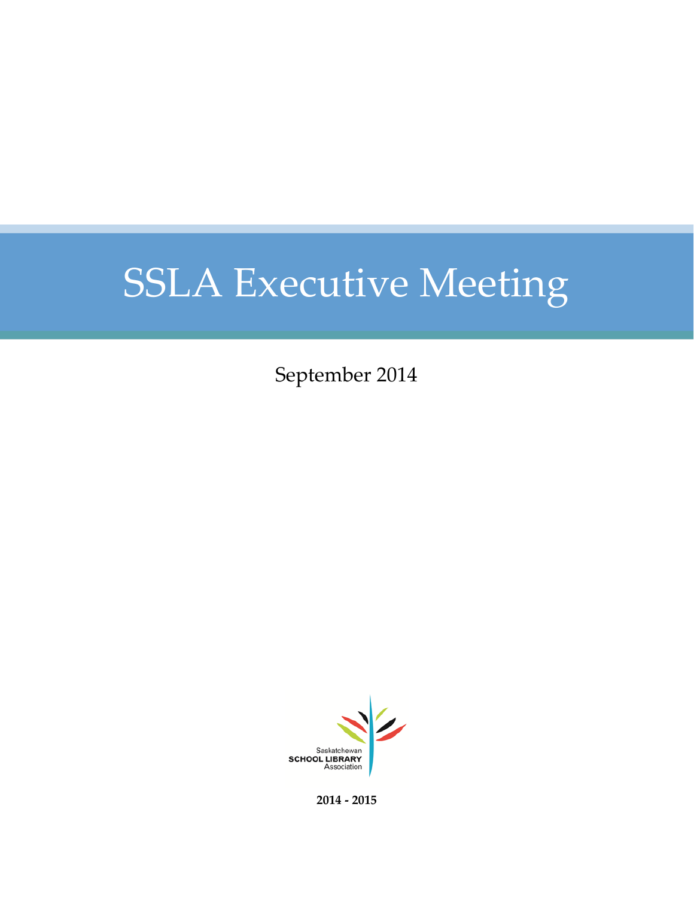# SSLA Executive Meeting

September 2014

Saskatchewan
SCHOOL LIBRARY
Association

**2014 - 2015**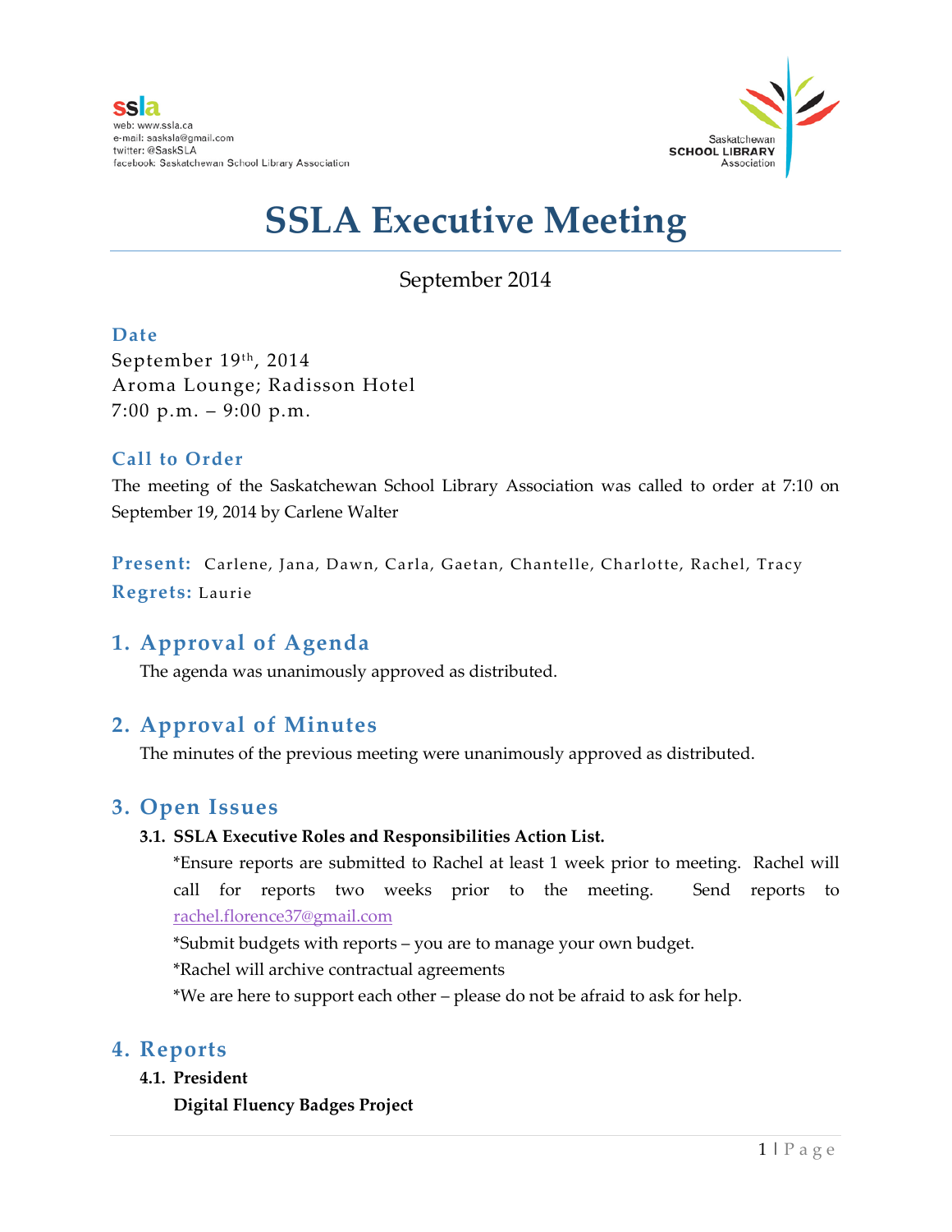ssla
web: www.ssla.ca
e-mail: sasksla@gmail.com
twitter: @SaskSLA
facebook: Saskatchewan School Library Association

Saskatchewan SCHOOL LIBRARY Association

# SSLA Executive Meeting

September 2014

### Date

September 19th, 2014
Aroma Lounge; Radisson Hotel
7:00 p.m. – 9:00 p.m.

### Call to Order

The meeting of the Saskatchewan School Library Association was called to order at 7:10 on September 19, 2014 by Carlene Walter

**Present:** Carlene, Jana, Dawn, Carla, Gaetan, Chantelle, Charlotte, Rachel, Tracy
**Regrets:** Laurie

## 1. Approval of Agenda

The agenda was unanimously approved as distributed.

## 2. Approval of Minutes

The minutes of the previous meeting were unanimously approved as distributed.

## 3. Open Issues

**3.1. SSLA Executive Roles and Responsibilities Action List.**

*Ensure reports are submitted to Rachel at least 1 week prior to meeting. Rachel will call for reports two weeks prior to the meeting. Send reports to rachel.florence37@gmail.com

*Submit budgets with reports – you are to manage your own budget.

*Rachel will archive contractual agreements

*We are here to support each other – please do not be afraid to ask for help.

## 4. Reports

**4.1. President**

**Digital Fluency Badges Project**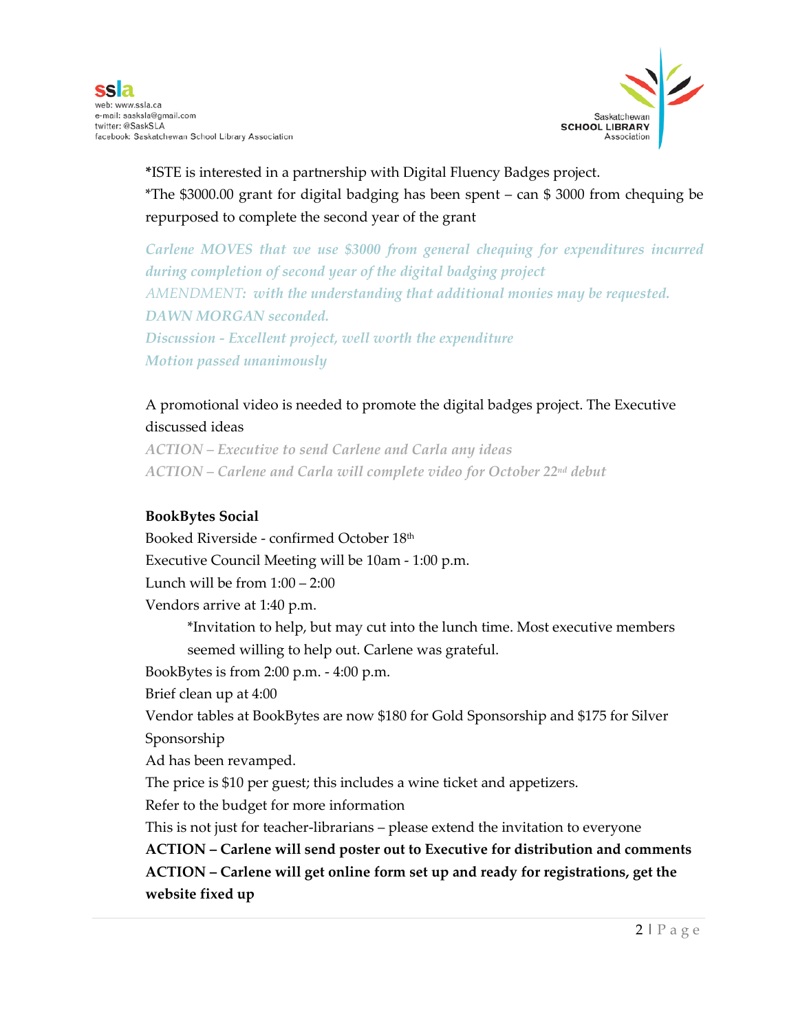*ISTE is interested in a partnership with Digital Fluency Badges project.

*The $3000.00 grant for digital badging has been spent – can $ 3000 from chequing be repurposed to complete the second year of the grant

*Carlene MOVES that we use $3000 from general chequing for expenditures incurred during completion of second year of the digital badging project*
*AMENDMENT: with the understanding that additional monies may be requested.*
*DAWN MORGAN seconded.*
*Discussion - Excellent project, well worth the expenditure*
*Motion passed unanimously*

A promotional video is needed to promote the digital badges project. The Executive discussed ideas

*ACTION – Executive to send Carlene and Carla any ideas*
*ACTION – Carlene and Carla will complete video for October 22nd debut*

**BookBytes Social**

Booked Riverside - confirmed October 18th

Executive Council Meeting will be 10am - 1:00 p.m.

Lunch will be from 1:00 – 2:00

Vendors arrive at 1:40 p.m.

> *Invitation to help, but may cut into the lunch time. Most executive members seemed willing to help out. Carlene was grateful.

BookBytes is from 2:00 p.m. - 4:00 p.m.

Brief clean up at 4:00

Vendor tables at BookBytes are now $180 for Gold Sponsorship and $175 for Silver Sponsorship

Ad has been revamped.

The price is $10 per guest; this includes a wine ticket and appetizers.

Refer to the budget for more information

This is not just for teacher-librarians – please extend the invitation to everyone

**ACTION – Carlene will send poster out to Executive for distribution and comments**

**ACTION – Carlene will get online form set up and ready for registrations, get the website fixed up**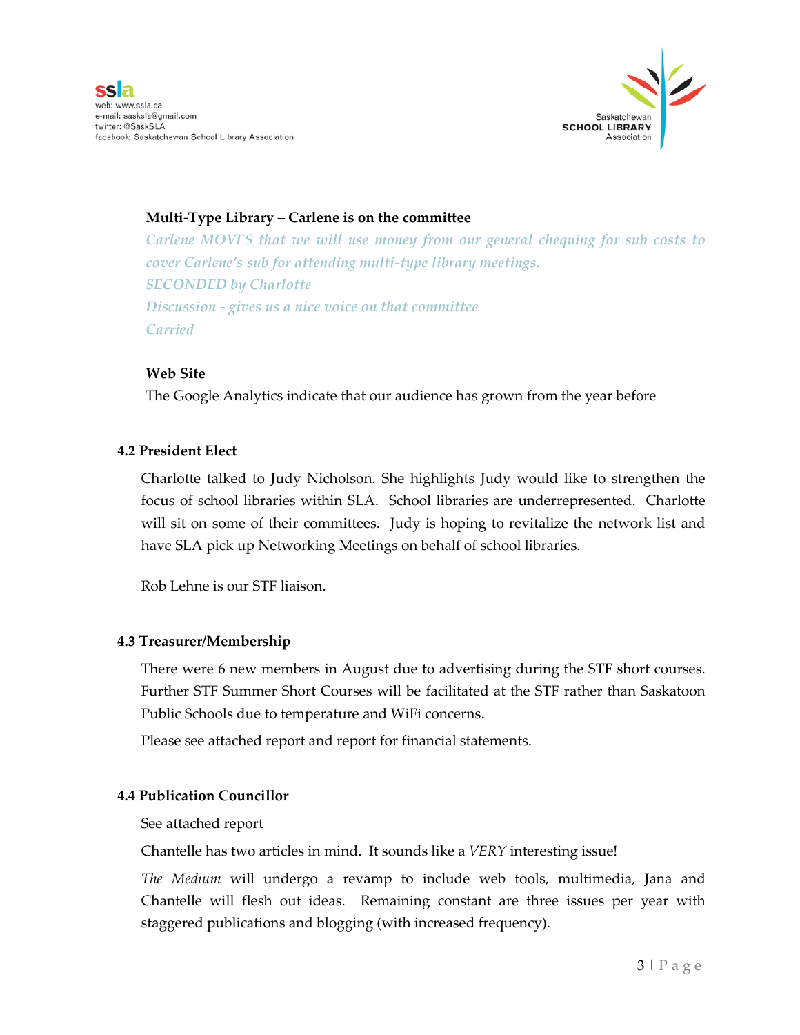**Multi-Type Library – Carlene is on the committee**

*Carlene MOVES that we will use money from our general chequing for sub costs to cover Carlene's sub for attending multi-type library meetings.*
*SECONDED by Charlotte*
*Discussion - gives us a nice voice on that committee*
*Carried*

**Web Site**

The Google Analytics indicate that our audience has grown from the year before

### 4.2 President Elect

Charlotte talked to Judy Nicholson. She highlights Judy would like to strengthen the focus of school libraries within SLA. School libraries are underrepresented. Charlotte will sit on some of their committees. Judy is hoping to revitalize the network list and have SLA pick up Networking Meetings on behalf of school libraries.

Rob Lehne is our STF liaison.

### 4.3 Treasurer/Membership

There were 6 new members in August due to advertising during the STF short courses. Further STF Summer Short Courses will be facilitated at the STF rather than Saskatoon Public Schools due to temperature and WiFi concerns.

Please see attached report and report for financial statements.

### 4.4 Publication Councillor

See attached report

Chantelle has two articles in mind. It sounds like a *VERY* interesting issue!

*The Medium* will undergo a revamp to include web tools, multimedia, Jana and Chantelle will flesh out ideas. Remaining constant are three issues per year with staggered publications and blogging (with increased frequency).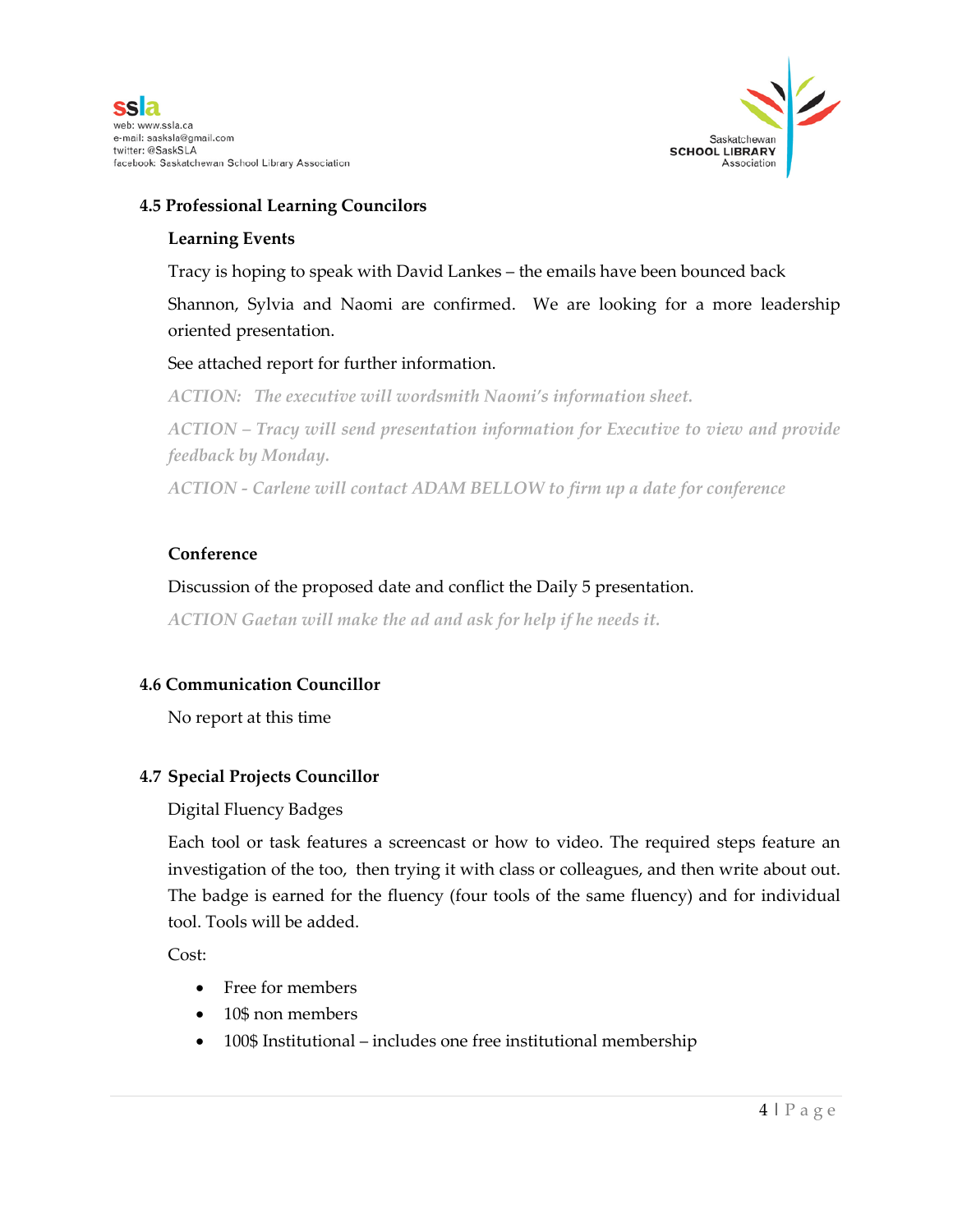### 4.5 Professional Learning Councilors

**Learning Events**

Tracy is hoping to speak with David Lankes – the emails have been bounced back

Shannon, Sylvia and Naomi are confirmed. We are looking for a more leadership oriented presentation.

See attached report for further information.

*ACTION: The executive will wordsmith Naomi's information sheet.*

*ACTION – Tracy will send presentation information for Executive to view and provide feedback by Monday.*

*ACTION - Carlene will contact ADAM BELLOW to firm up a date for conference*

**Conference**

Discussion of the proposed date and conflict the Daily 5 presentation.

*ACTION Gaetan will make the ad and ask for help if he needs it.*

### 4.6 Communication Councillor

No report at this time

### 4.7 Special Projects Councillor

Digital Fluency Badges

Each tool or task features a screencast or how to video. The required steps feature an investigation of the too, then trying it with class or colleagues, and then write about out. The badge is earned for the fluency (four tools of the same fluency) and for individual tool. Tools will be added.

Cost:

- Free for members
- 10$ non members
- 100$ Institutional – includes one free institutional membership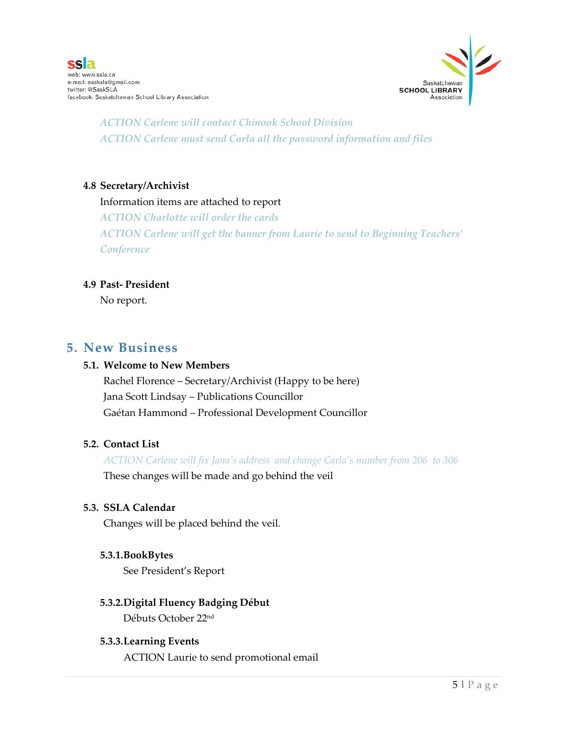*ACTION Carlene will contact Chinook School Division*
*ACTION Carlene must send Carla all the password information and files*

**4.8 Secretary/Archivist**

Information items are attached to report

*ACTION Charlotte will order the cards*
*ACTION Carlene will get the banner from Laurie to send to Beginning Teachers' Conference*

**4.9 Past- President**

No report.

## 5. New Business

**5.1. Welcome to New Members**

Rachel Florence – Secretary/Archivist (Happy to be here)
Jana Scott Lindsay – Publications Councillor
Gaétan Hammond – Professional Development Councillor

**5.2. Contact List**

*ACTION Carlene will fix Jana's address and change Carla's number from 206 to 306*

These changes will be made and go behind the veil

**5.3. SSLA Calendar**

Changes will be placed behind the veil.

**5.3.1. BookBytes**

See President's Report

**5.3.2. Digital Fluency Badging Début**

Débuts October 22nd

**5.3.3. Learning Events**

ACTION Laurie to send promotional email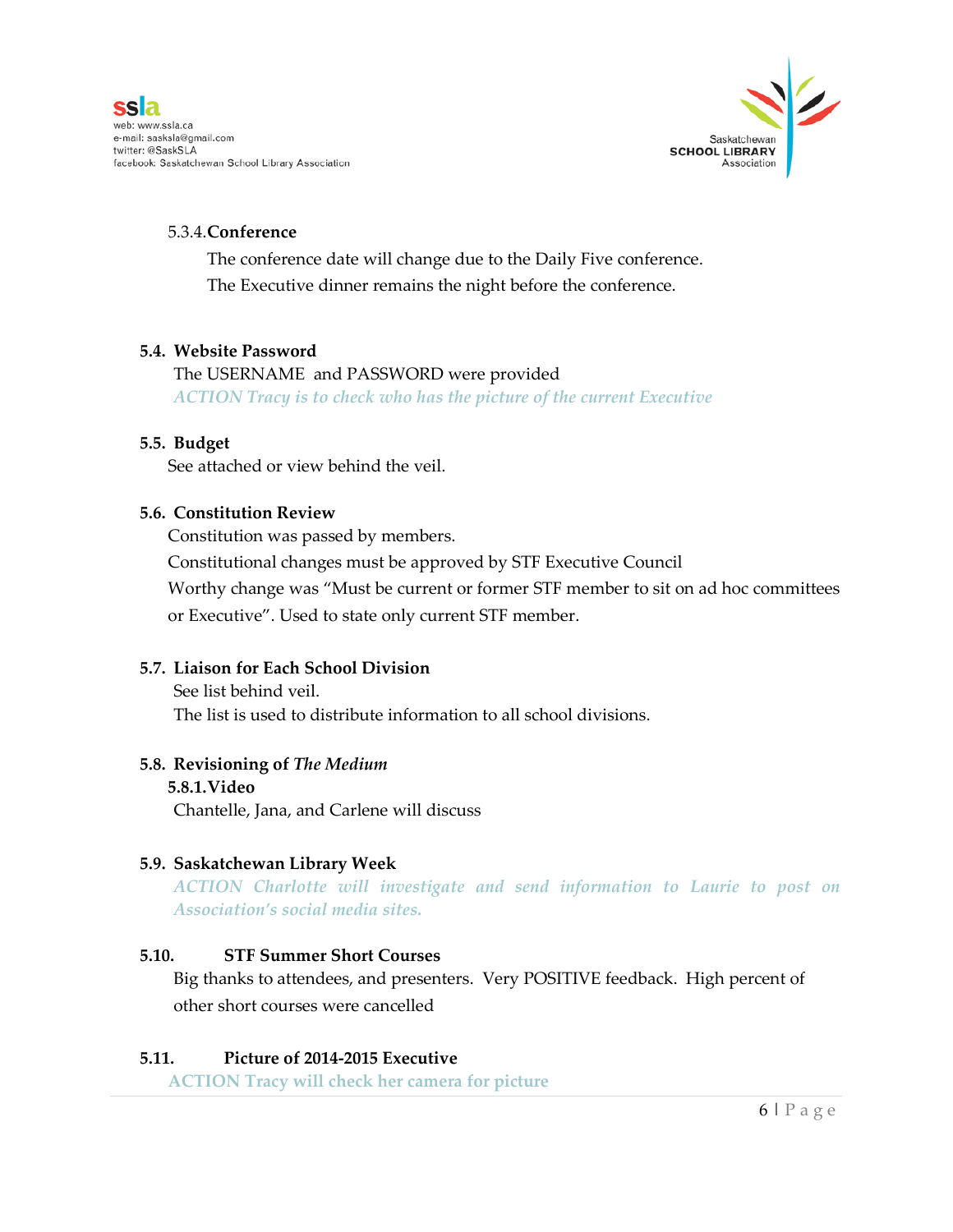#### 5.3.4. Conference

The conference date will change due to the Daily Five conference.
The Executive dinner remains the night before the conference.

### 5.4. Website Password

The USERNAME and PASSWORD were provided

*ACTION Tracy is to check who has the picture of the current Executive*

### 5.5. Budget

See attached or view behind the veil.

### 5.6. Constitution Review

Constitution was passed by members.
Constitutional changes must be approved by STF Executive Council
Worthy change was "Must be current or former STF member to sit on ad hoc committees or Executive". Used to state only current STF member.

### 5.7. Liaison for Each School Division

See list behind veil.
The list is used to distribute information to all school divisions.

### 5.8. Revisioning of *The Medium*

#### 5.8.1. Video

Chantelle, Jana, and Carlene will discuss

### 5.9. Saskatchewan Library Week

*ACTION Charlotte will investigate and send information to Laurie to post on Association's social media sites.*

### 5.10. STF Summer Short Courses

Big thanks to attendees, and presenters. Very POSITIVE feedback. High percent of other short courses were cancelled

### 5.11. Picture of 2014-2015 Executive

ACTION Tracy will check her camera for picture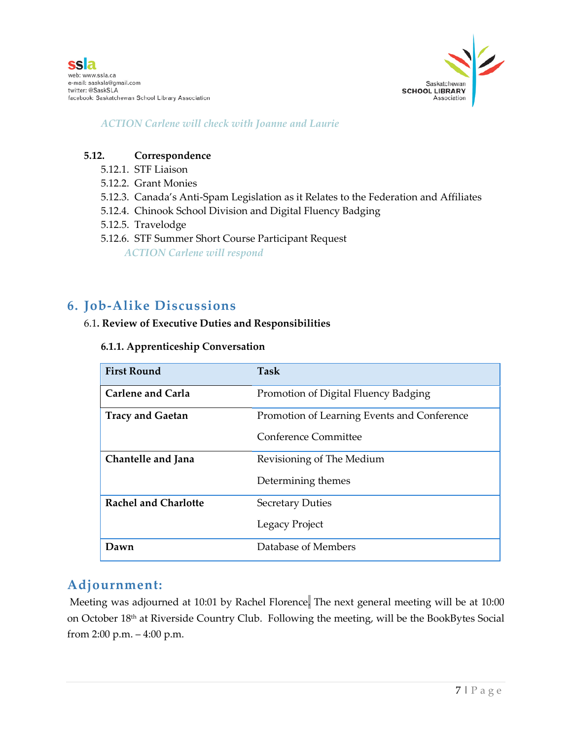*ACTION Carlene will check with Joanne and Laurie*

**5.12. Correspondence**

5.12.1. STF Liaison
5.12.2. Grant Monies
5.12.3. Canada's Anti-Spam Legislation as it Relates to the Federation and Affiliates
5.12.4. Chinook School Division and Digital Fluency Badging
5.12.5. Travelodge
5.12.6. STF Summer Short Course Participant Request

*ACTION Carlene will respond*

## 6. Job-Alike Discussions

6.1. **Review of Executive Duties and Responsibilities**

**6.1.1. Apprenticeship Conversation**

| First Round | Task |
|---|---|
| **Carlene and Carla** | Promotion of Digital Fluency Badging |
| **Tracy and Gaetan** | Promotion of Learning Events and Conference<br>Conference Committee |
| **Chantelle and Jana** | Revisioning of The Medium<br>Determining themes |
| **Rachel and Charlotte** | Secretary Duties<br>Legacy Project |
| **Dawn** | Database of Members |

## Adjournment:

Meeting was adjourned at 10:01 by Rachel Florence. The next general meeting will be at 10:00 on October 18th at Riverside Country Club. Following the meeting, will be the BookBytes Social from 2:00 p.m. – 4:00 p.m.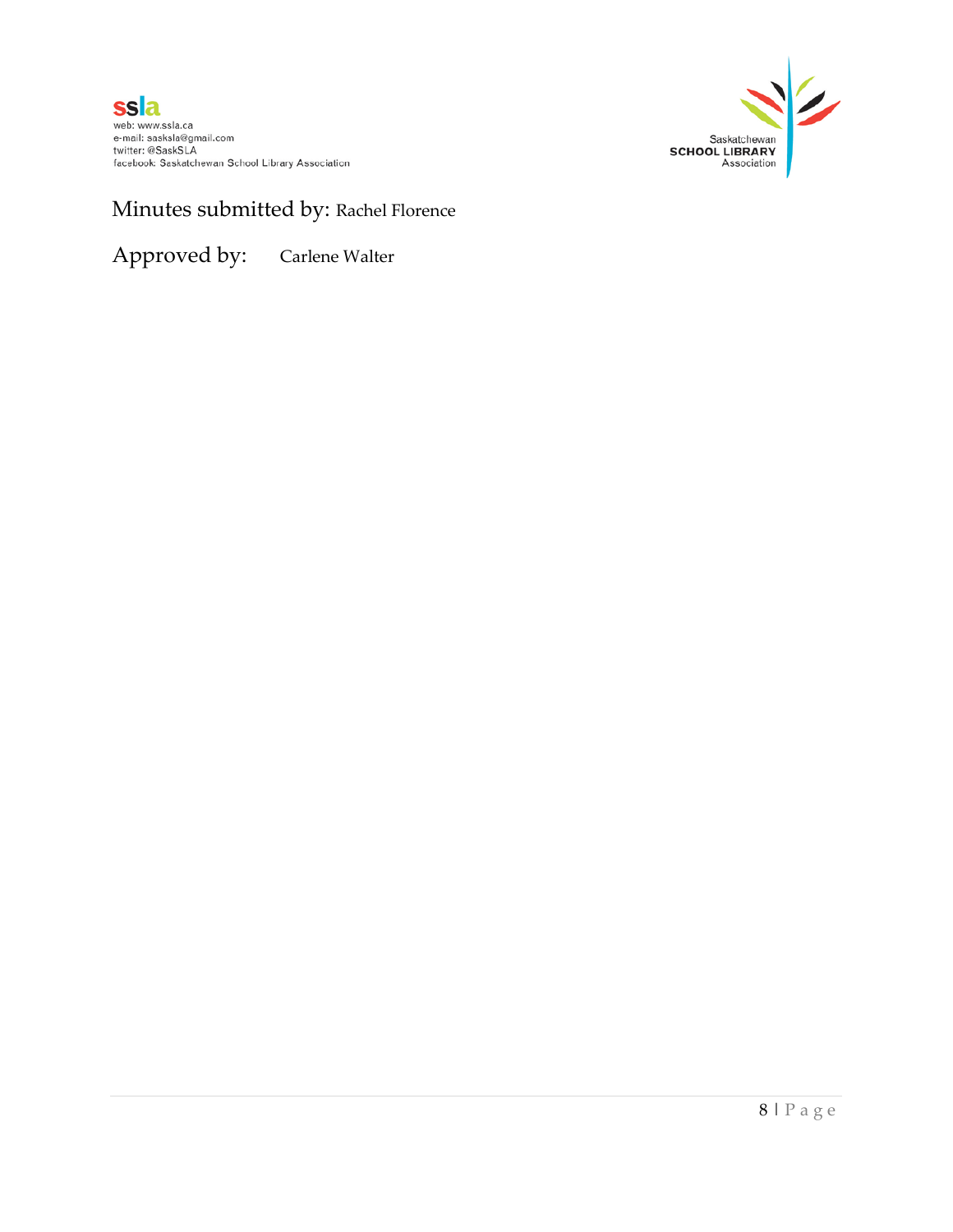Minutes submitted by: Rachel Florence

Approved by: Carlene Walter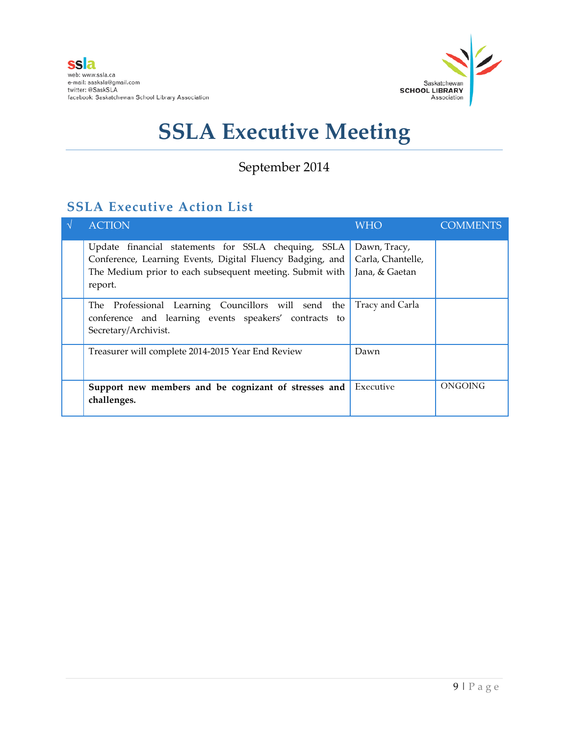ssla
web: www.ssla.ca
e-mail: sasksla@gmail.com
twitter: @SaskSLA
facebook: Saskatchewan School Library Association

Saskatchewan **SCHOOL LIBRARY** Association

# SSLA Executive Meeting

September 2014

## SSLA Executive Action List

| √ | ACTION | WHO | COMMENTS |
|---|---|---|---|
| | Update financial statements for SSLA chequing, SSLA Conference, Learning Events, Digital Fluency Badging, and The Medium prior to each subsequent meeting. Submit with report. | Dawn, Tracy, Carla, Chantelle, Jana, & Gaetan | |
| | The Professional Learning Councillors will send the conference and learning events speakers' contracts to Secretary/Archivist. | Tracy and Carla | |
| | Treasurer will complete 2014-2015 Year End Review | Dawn | |
| | **Support new members and be cognizant of stresses and challenges.** | Executive | ONGOING |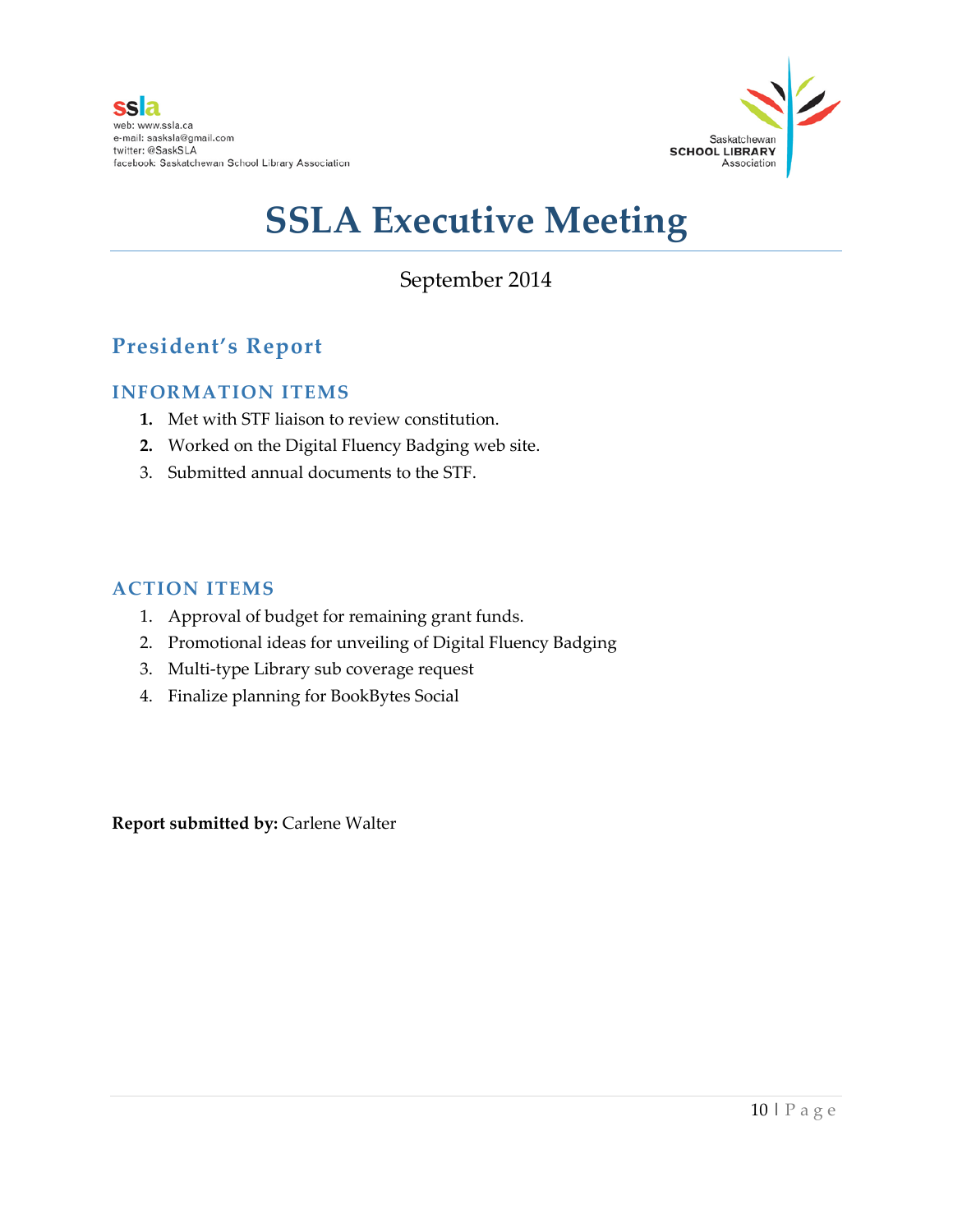ssla
web: www.ssla.ca
e-mail: sasksla@gmail.com
twitter: @SaskSLA
facebook: Saskatchewan School Library Association

Saskatchewan SCHOOL LIBRARY Association

# SSLA Executive Meeting

September 2014

## President's Report

### INFORMATION ITEMS

1. Met with STF liaison to review constitution.
2. Worked on the Digital Fluency Badging web site.
3. Submitted annual documents to the STF.

### ACTION ITEMS

1. Approval of budget for remaining grant funds.
2. Promotional ideas for unveiling of Digital Fluency Badging
3. Multi-type Library sub coverage request
4. Finalize planning for BookBytes Social

**Report submitted by:** Carlene Walter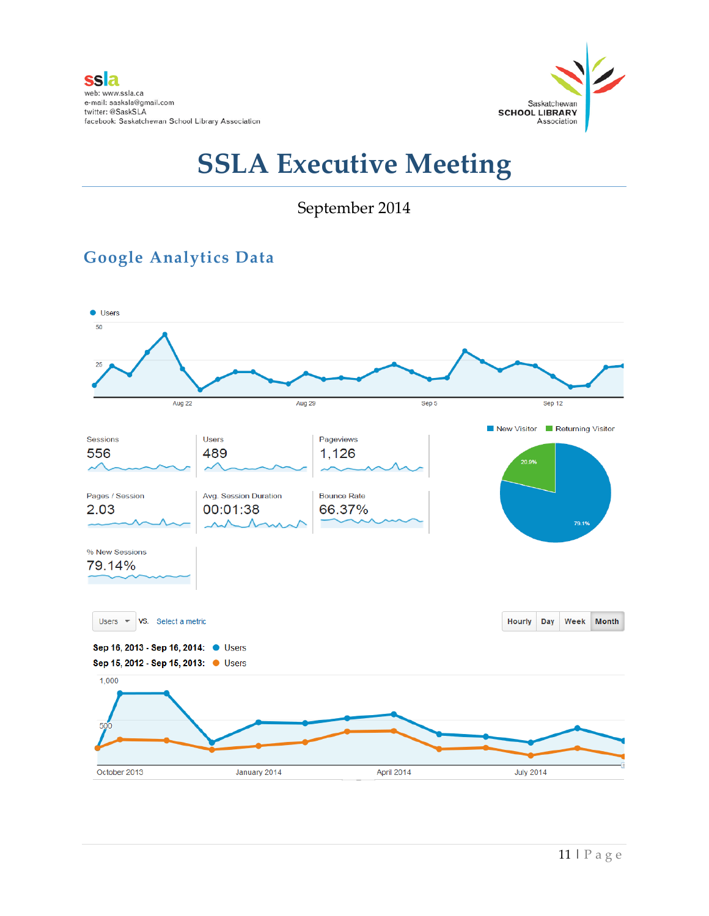ssla
web: www.ssla.ca
e-mail: sasksla@gmail.com
twitter: @SaskSLA
facebook: Saskatchewan School Library Association

Saskatchewan
**SCHOOL LIBRARY**
Association

# SSLA Executive Meeting

September 2014

## Google Analytics Data

Users

| Metric | Value |
|---|---|
| Sessions | 556 |
| Users | 489 |
| Pageviews | 1,126 |
| Pages / Session | 2.03 |
| Avg. Session Duration | 00:01:38 |
| Bounce Rate | 66.37% |
| % New Sessions | 79.14% |

New Visitor: 79.1%
Returning Visitor: 20.9%

Users VS. Select a metric — Hourly | Day | Week | **Month**

**Sep 16, 2013 - Sep 16, 2014:** Users
**Sep 15, 2012 - Sep 15, 2013:** Users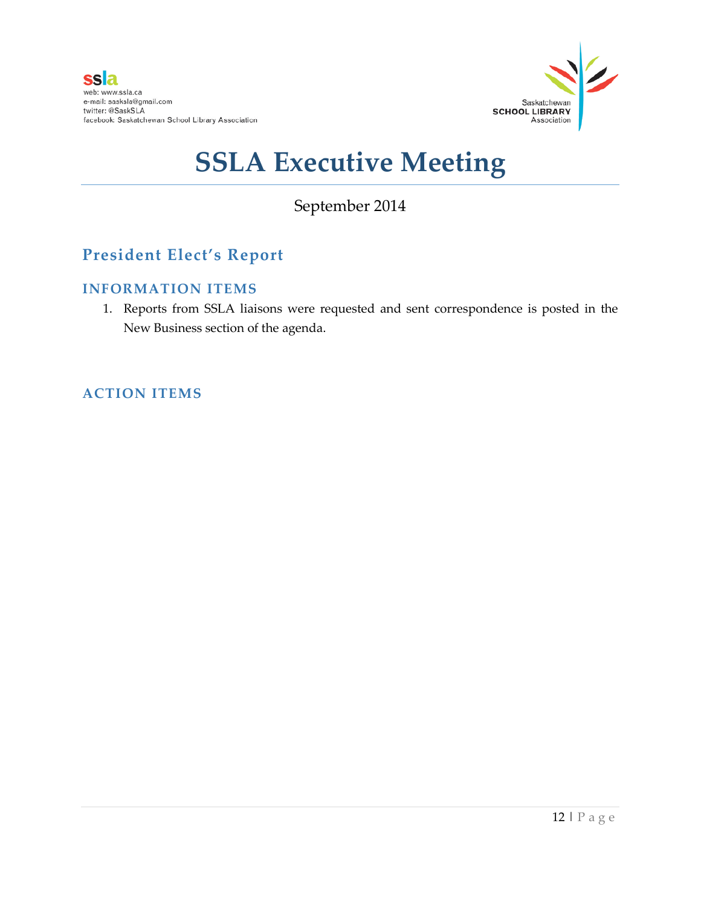ssla

web: www.ssla.ca
e-mail: sasksla@gmail.com
twitter: @SaskSLA
facebook: Saskatchewan School Library Association

Saskatchewan
SCHOOL LIBRARY
Association

# SSLA Executive Meeting

September 2014

## President Elect's Report

### INFORMATION ITEMS

1. Reports from SSLA liaisons were requested and sent correspondence is posted in the New Business section of the agenda.

### ACTION ITEMS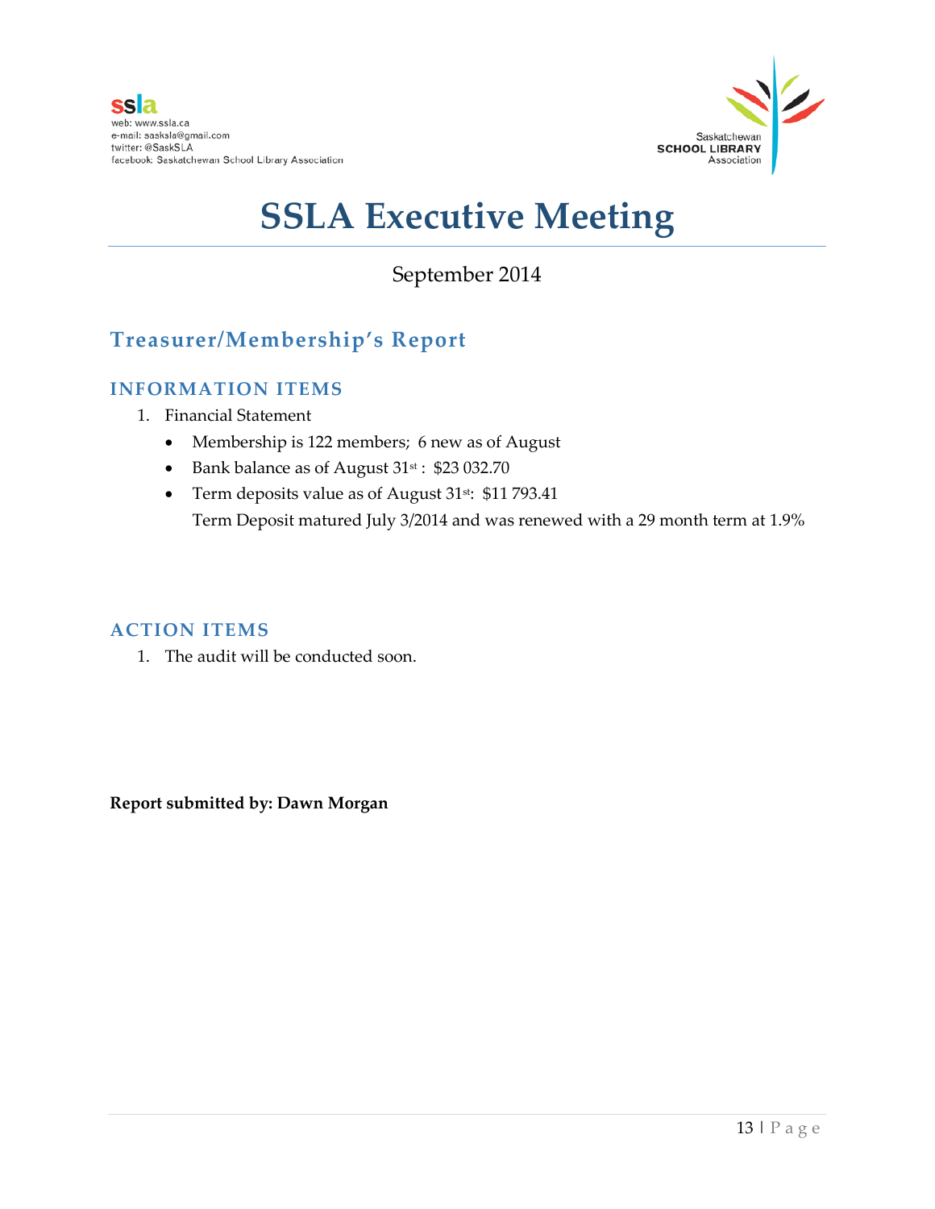ssla
web: www.ssla.ca
e-mail: sasksla@gmail.com
twitter: @SaskSLA
facebook: Saskatchewan School Library Association

Saskatchewan SCHOOL LIBRARY Association

# SSLA Executive Meeting

September 2014

## Treasurer/Membership's Report

### INFORMATION ITEMS

1. Financial Statement
   - Membership is 122 members; 6 new as of August
   - Bank balance as of August 31st : $23 032.70
   - Term deposits value as of August 31st: $11 793.41
     Term Deposit matured July 3/2014 and was renewed with a 29 month term at 1.9%

### ACTION ITEMS

1. The audit will be conducted soon.

**Report submitted by: Dawn Morgan**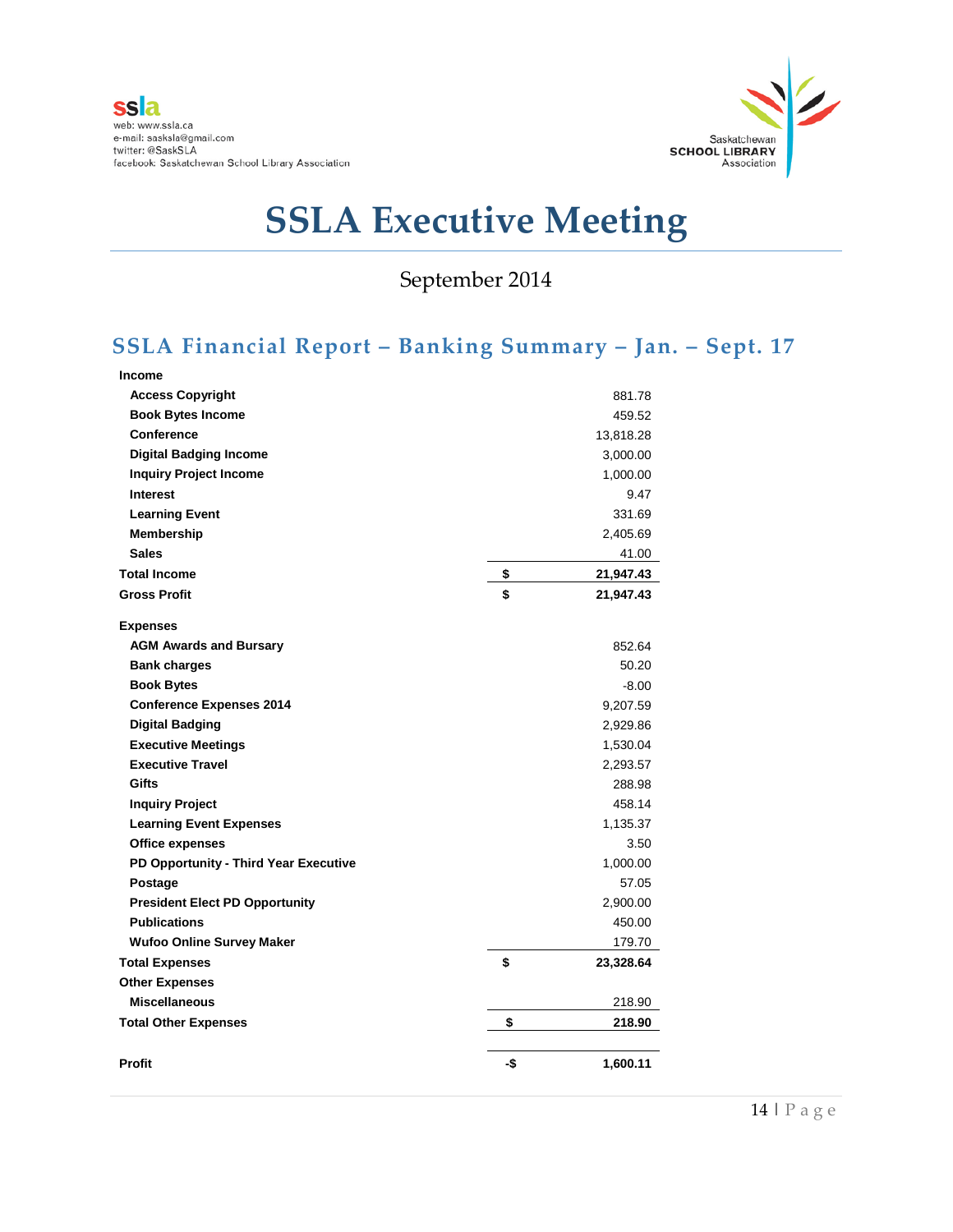ssla
web: www.ssla.ca
e-mail: sasksla@gmail.com
twitter: @SaskSLA
facebook: Saskatchewan School Library Association

Saskatchewan **SCHOOL LIBRARY** Association

# SSLA Executive Meeting

September 2014

## SSLA Financial Report – Banking Summary – Jan. – Sept. 17

| | | |
|---|---|---|
| **Income** | | |
| **Access Copyright** | | 881.78 |
| **Book Bytes Income** | | 459.52 |
| **Conference** | | 13,818.28 |
| **Digital Badging Income** | | 3,000.00 |
| **Inquiry Project Income** | | 1,000.00 |
| **Interest** | | 9.47 |
| **Learning Event** | | 331.69 |
| **Membership** | | 2,405.69 |
| **Sales** | | 41.00 |
| **Total Income** | **$** | **21,947.43** |
| **Gross Profit** | **$** | **21,947.43** |
| **Expenses** | | |
| **AGM Awards and Bursary** | | 852.64 |
| **Bank charges** | | 50.20 |
| **Book Bytes** | | -8.00 |
| **Conference Expenses 2014** | | 9,207.59 |
| **Digital Badging** | | 2,929.86 |
| **Executive Meetings** | | 1,530.04 |
| **Executive Travel** | | 2,293.57 |
| **Gifts** | | 288.98 |
| **Inquiry Project** | | 458.14 |
| **Learning Event Expenses** | | 1,135.37 |
| **Office expenses** | | 3.50 |
| **PD Opportunity - Third Year Executive** | | 1,000.00 |
| **Postage** | | 57.05 |
| **President Elect PD Opportunity** | | 2,900.00 |
| **Publications** | | 450.00 |
| **Wufoo Online Survey Maker** | | 179.70 |
| **Total Expenses** | **$** | **23,328.64** |
| **Other Expenses** | | |
| **Miscellaneous** | | 218.90 |
| **Total Other Expenses** | **$** | **218.90** |
| **Profit** | **-$** | **1,600.11** |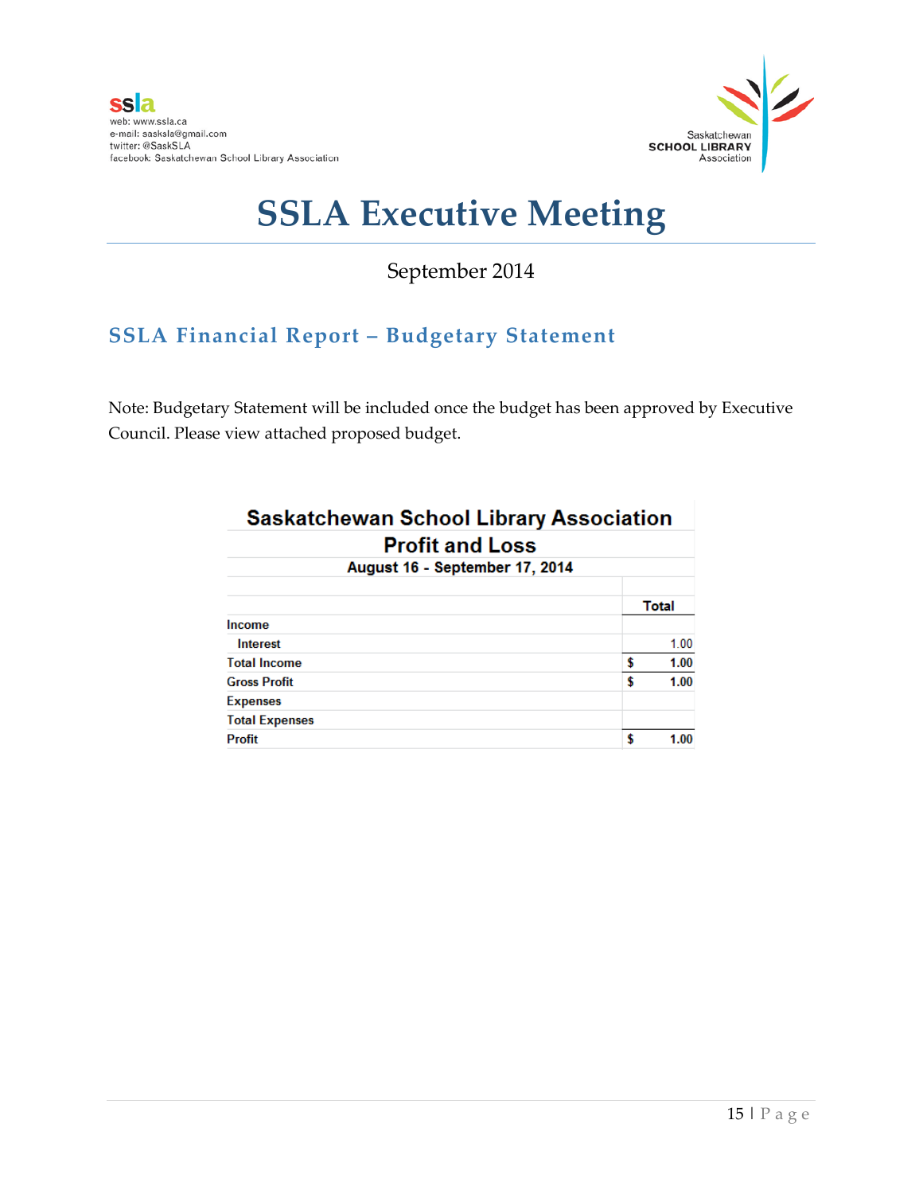# SSLA Executive Meeting

September 2014

## SSLA Financial Report – Budgetary Statement

Note: Budgetary Statement will be included once the budget has been approved by Executive Council. Please view attached proposed budget.

**Saskatchewan School Library Association**
**Profit and Loss**
**August 16 - September 17, 2014**

| | Total |
|---|---|
| Income | |
| Interest | 1.00 |
| Total Income | $ 1.00 |
| Gross Profit | $ 1.00 |
| Expenses | |
| Total Expenses | |
| Profit | $ 1.00 |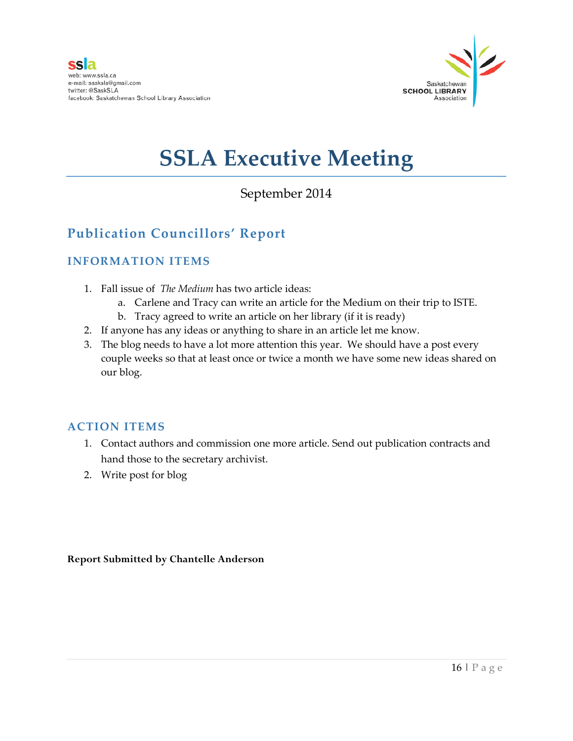ssla
web: www.ssla.ca
e-mail: sasksla@gmail.com
twitter: @SaskSLA
facebook: Saskatchewan School Library Association

Saskatchewan
SCHOOL LIBRARY
Association

# SSLA Executive Meeting

September 2014

## Publication Councillors' Report

### INFORMATION ITEMS

1. Fall issue of *The Medium* has two article ideas:
   a. Carlene and Tracy can write an article for the Medium on their trip to ISTE.
   b. Tracy agreed to write an article on her library (if it is ready)
2. If anyone has any ideas or anything to share in an article let me know.
3. The blog needs to have a lot more attention this year. We should have a post every couple weeks so that at least once or twice a month we have some new ideas shared on our blog.

### ACTION ITEMS

1. Contact authors and commission one more article. Send out publication contracts and hand those to the secretary archivist.
2. Write post for blog

**Report Submitted by Chantelle Anderson**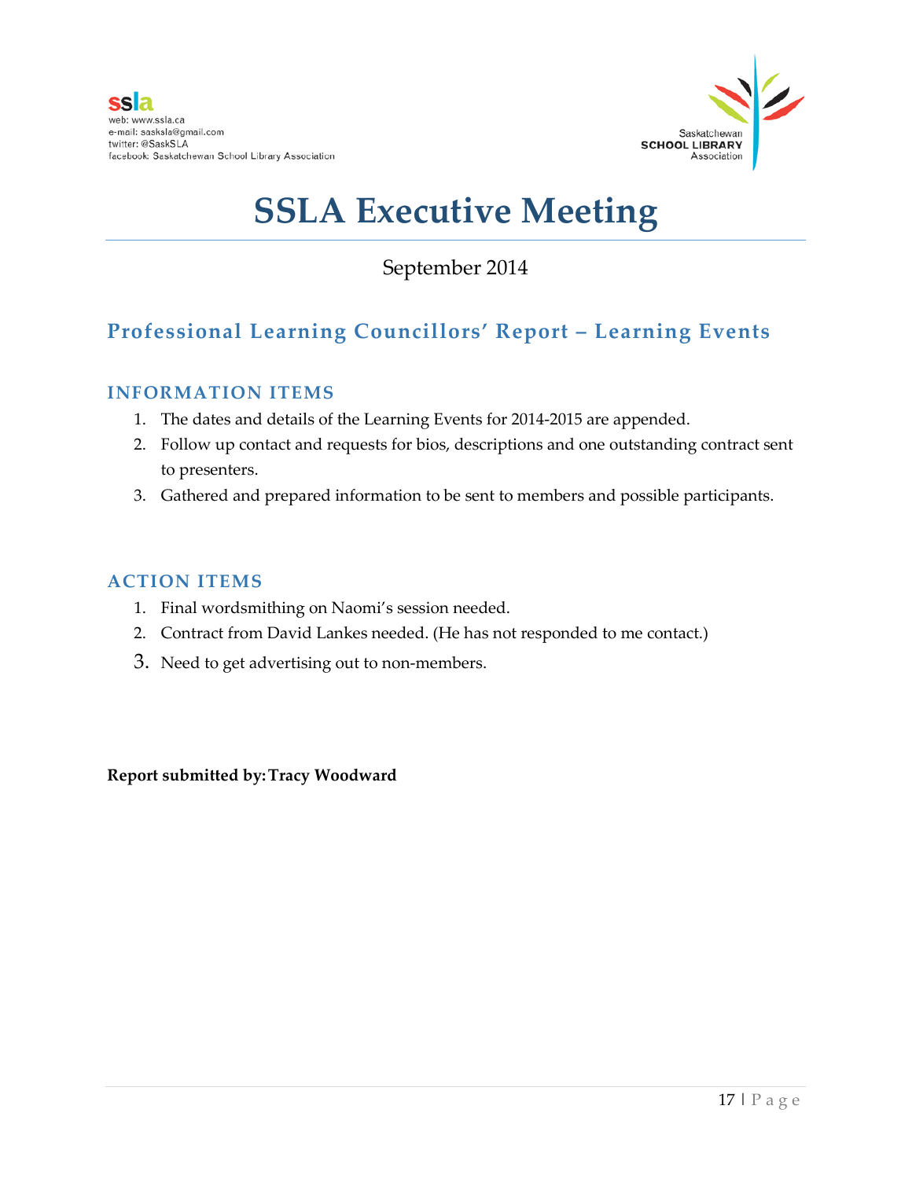ssla
web: www.ssla.ca
e-mail: sasksla@gmail.com
twitter: @SaskSLA
facebook: Saskatchewan School Library Association

Saskatchewan SCHOOL LIBRARY Association

# SSLA Executive Meeting

September 2014

## Professional Learning Councillors' Report – Learning Events

### INFORMATION ITEMS

1. The dates and details of the Learning Events for 2014-2015 are appended.
2. Follow up contact and requests for bios, descriptions and one outstanding contract sent to presenters.
3. Gathered and prepared information to be sent to members and possible participants.

### ACTION ITEMS

1. Final wordsmithing on Naomi's session needed.
2. Contract from David Lankes needed. (He has not responded to me contact.)
3. Need to get advertising out to non-members.

**Report submitted by: Tracy Woodward**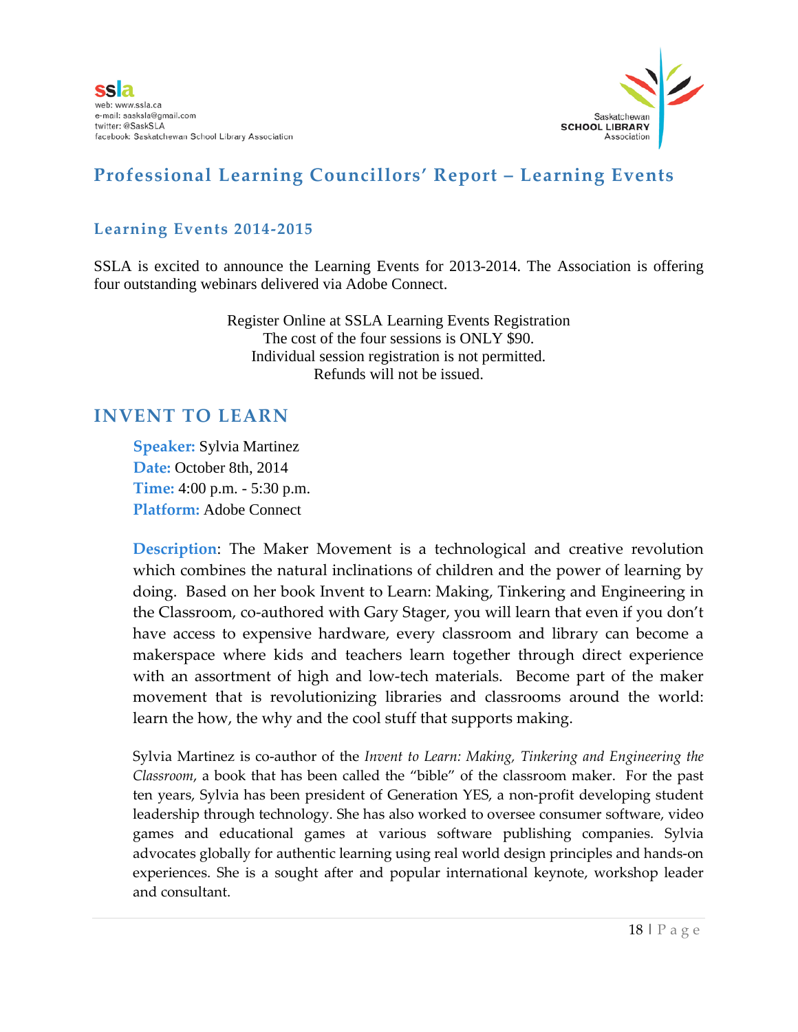ssla
web: www.ssla.ca
e-mail: sasksla@gmail.com
twitter: @SaskSLA
facebook: Saskatchewan School Library Association

Saskatchewan SCHOOL LIBRARY Association

# Professional Learning Councillors' Report – Learning Events

## Learning Events 2014-2015

SSLA is excited to announce the Learning Events for 2013-2014. The Association is offering four outstanding webinars delivered via Adobe Connect.

Register Online at SSLA Learning Events Registration
The cost of the four sessions is ONLY $90.
Individual session registration is not permitted.
Refunds will not be issued.

## INVENT TO LEARN

**Speaker:** Sylvia Martinez
**Date:** October 8th, 2014
**Time:** 4:00 p.m. - 5:30 p.m.
**Platform:** Adobe Connect

**Description**: The Maker Movement is a technological and creative revolution which combines the natural inclinations of children and the power of learning by doing. Based on her book Invent to Learn: Making, Tinkering and Engineering in the Classroom, co-authored with Gary Stager, you will learn that even if you don't have access to expensive hardware, every classroom and library can become a makerspace where kids and teachers learn together through direct experience with an assortment of high and low-tech materials. Become part of the maker movement that is revolutionizing libraries and classrooms around the world: learn the how, the why and the cool stuff that supports making.

Sylvia Martinez is co-author of the *Invent to Learn: Making, Tinkering and Engineering the Classroom*, a book that has been called the "bible" of the classroom maker. For the past ten years, Sylvia has been president of Generation YES, a non-profit developing student leadership through technology. She has also worked to oversee consumer software, video games and educational games at various software publishing companies. Sylvia advocates globally for authentic learning using real world design principles and hands-on experiences. She is a sought after and popular international keynote, workshop leader and consultant.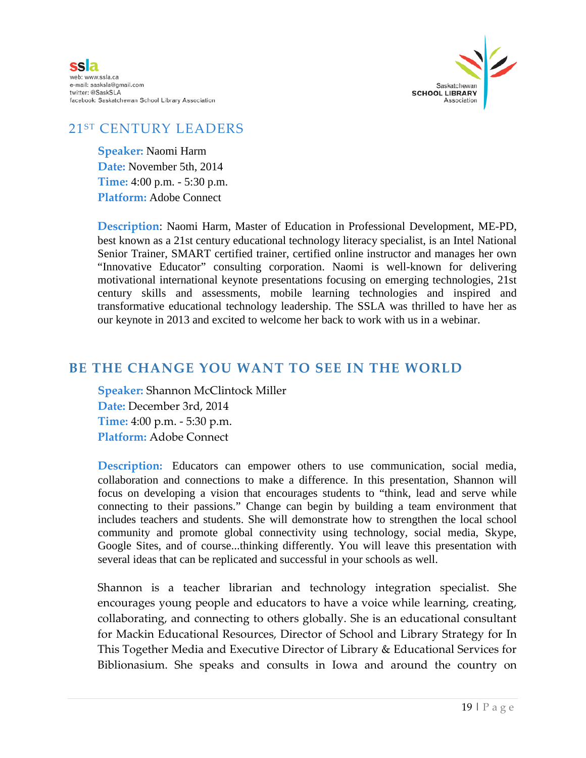## 21ST CENTURY LEADERS

**Speaker:** Naomi Harm
**Date:** November 5th, 2014
**Time:** 4:00 p.m. - 5:30 p.m.
**Platform:** Adobe Connect

**Description**: Naomi Harm, Master of Education in Professional Development, ME-PD, best known as a 21st century educational technology literacy specialist, is an Intel National Senior Trainer, SMART certified trainer, certified online instructor and manages her own "Innovative Educator" consulting corporation. Naomi is well-known for delivering motivational international keynote presentations focusing on emerging technologies, 21st century skills and assessments, mobile learning technologies and inspired and transformative educational technology leadership. The SSLA was thrilled to have her as our keynote in 2013 and excited to welcome her back to work with us in a webinar.

## BE THE CHANGE YOU WANT TO SEE IN THE WORLD

**Speaker:** Shannon McClintock Miller
**Date:** December 3rd, 2014
**Time:** 4:00 p.m. - 5:30 p.m.
**Platform:** Adobe Connect

**Description:** Educators can empower others to use communication, social media, collaboration and connections to make a difference. In this presentation, Shannon will focus on developing a vision that encourages students to "think, lead and serve while connecting to their passions." Change can begin by building a team environment that includes teachers and students. She will demonstrate how to strengthen the local school community and promote global connectivity using technology, social media, Skype, Google Sites, and of course...thinking differently. You will leave this presentation with several ideas that can be replicated and successful in your schools as well.

Shannon is a teacher librarian and technology integration specialist. She encourages young people and educators to have a voice while learning, creating, collaborating, and connecting to others globally. She is an educational consultant for Mackin Educational Resources, Director of School and Library Strategy for In This Together Media and Executive Director of Library & Educational Services for Biblionasium. She speaks and consults in Iowa and around the country on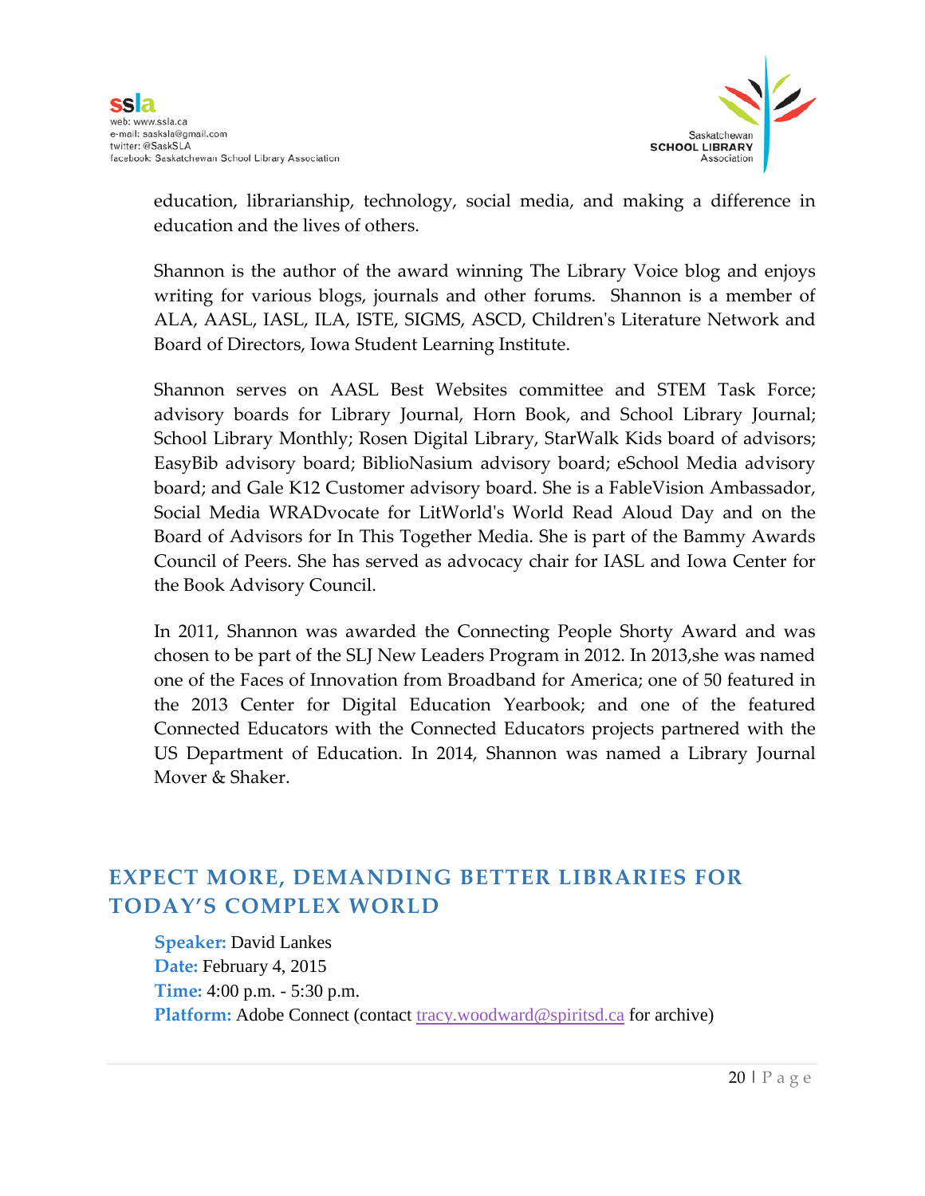education, librarianship, technology, social media, and making a difference in education and the lives of others.

Shannon is the author of the award winning The Library Voice blog and enjoys writing for various blogs, journals and other forums. Shannon is a member of ALA, AASL, IASL, ILA, ISTE, SIGMS, ASCD, Children's Literature Network and Board of Directors, Iowa Student Learning Institute.

Shannon serves on AASL Best Websites committee and STEM Task Force; advisory boards for Library Journal, Horn Book, and School Library Journal; School Library Monthly; Rosen Digital Library, StarWalk Kids board of advisors; EasyBib advisory board; BiblioNasium advisory board; eSchool Media advisory board; and Gale K12 Customer advisory board. She is a FableVision Ambassador, Social Media WRADvocate for LitWorld's World Read Aloud Day and on the Board of Advisors for In This Together Media. She is part of the Bammy Awards Council of Peers. She has served as advocacy chair for IASL and Iowa Center for the Book Advisory Council.

In 2011, Shannon was awarded the Connecting People Shorty Award and was chosen to be part of the SLJ New Leaders Program in 2012. In 2013,she was named one of the Faces of Innovation from Broadband for America; one of 50 featured in the 2013 Center for Digital Education Yearbook; and one of the featured Connected Educators with the Connected Educators projects partnered with the US Department of Education. In 2014, Shannon was named a Library Journal Mover & Shaker.

## EXPECT MORE, DEMANDING BETTER LIBRARIES FOR TODAY'S COMPLEX WORLD

**Speaker:** David Lankes
**Date:** February 4, 2015
**Time:** 4:00 p.m. - 5:30 p.m.
**Platform:** Adobe Connect (contact tracy.woodward@spiritsd.ca for archive)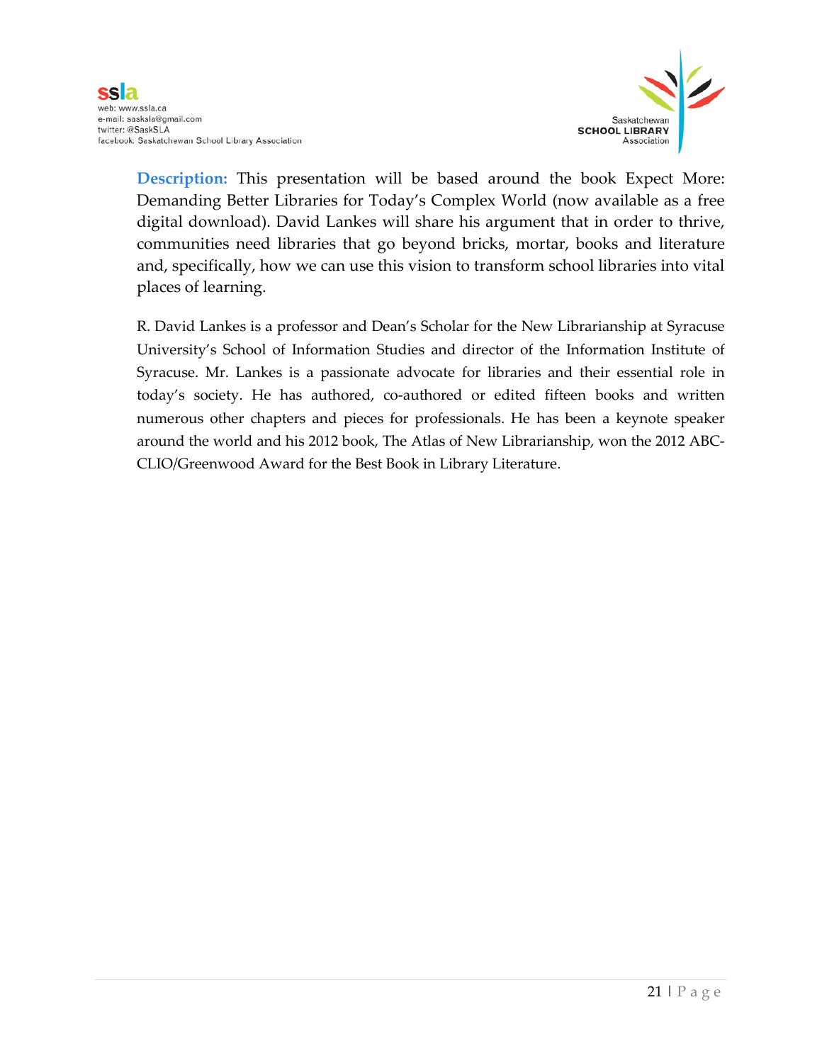**Description:** This presentation will be based around the book Expect More: Demanding Better Libraries for Today's Complex World (now available as a free digital download). David Lankes will share his argument that in order to thrive, communities need libraries that go beyond bricks, mortar, books and literature and, specifically, how we can use this vision to transform school libraries into vital places of learning.

R. David Lankes is a professor and Dean's Scholar for the New Librarianship at Syracuse University's School of Information Studies and director of the Information Institute of Syracuse. Mr. Lankes is a passionate advocate for libraries and their essential role in today's society. He has authored, co-authored or edited fifteen books and written numerous other chapters and pieces for professionals. He has been a keynote speaker around the world and his 2012 book, The Atlas of New Librarianship, won the 2012 ABC-CLIO/Greenwood Award for the Best Book in Library Literature.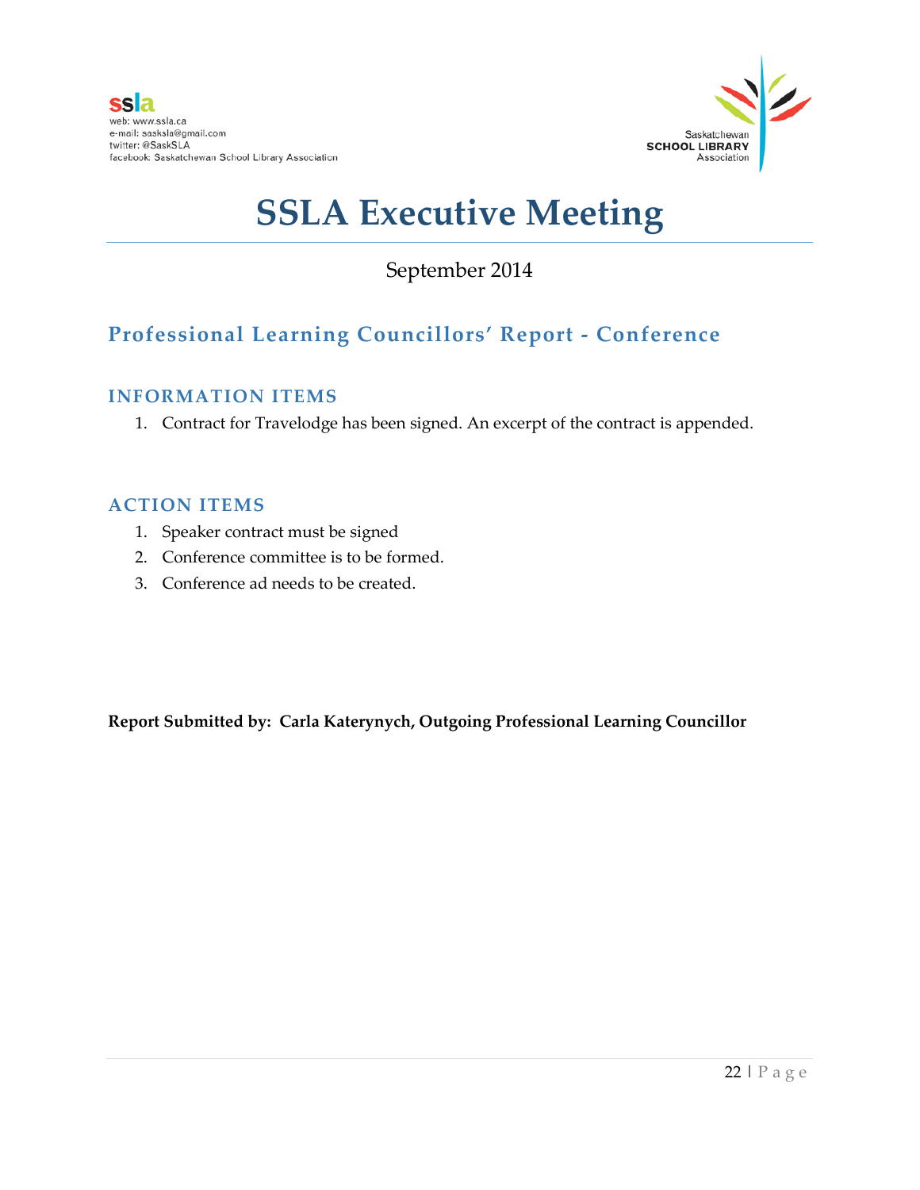ssla
web: www.ssla.ca
e-mail: sasksla@gmail.com
twitter: @SaskSLA
facebook: Saskatchewan School Library Association

Saskatchewan SCHOOL LIBRARY Association

# SSLA Executive Meeting

September 2014

## Professional Learning Councillors' Report - Conference

### INFORMATION ITEMS

1. Contract for Travelodge has been signed. An excerpt of the contract is appended.

### ACTION ITEMS

1. Speaker contract must be signed
2. Conference committee is to be formed.
3. Conference ad needs to be created.

**Report Submitted by: Carla Katerynych, Outgoing Professional Learning Councillor**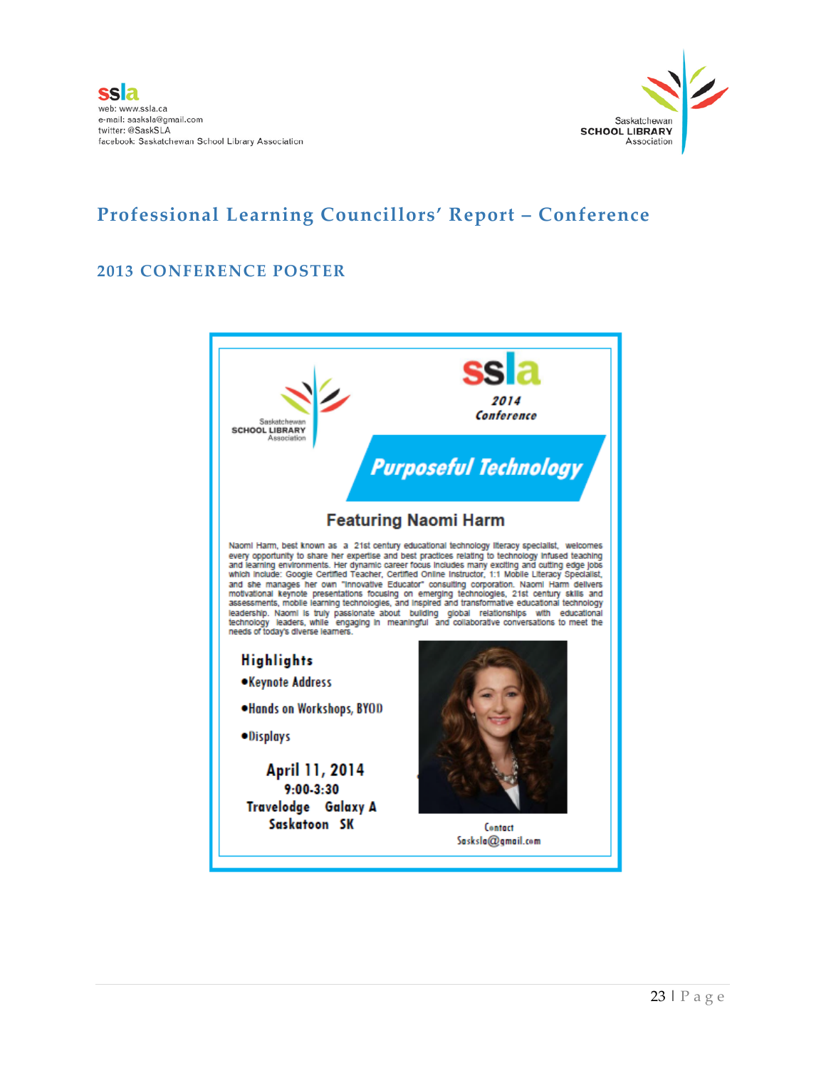# Professional Learning Councillors' Report – Conference

## 2013 CONFERENCE POSTER

Saskatchewan SCHOOL LIBRARY Association

ssla

2014 Conference

**Purposeful Technology**

### Featuring Naomi Harm

Naomi Harm, best known as a 21st century educational technology literacy specialist, welcomes every opportunity to share her expertise and best practices relating to technology infused teaching and learning environments. Her dynamic career focus includes many exciting and cutting edge jobs which include: Google Certified Teacher, Certified Online Instructor, 1:1 Mobile Literacy Specialist, and she manages her own "Innovative Educator" consulting corporation. Naomi Harm delivers motivational keynote presentations focusing on emerging technologies, 21st century skills and assessments, mobile learning technologies, and inspired and transformative educational technology leadership. Naomi is truly passionate about building global relationships with educational technology leaders, while engaging in meaningful and collaborative conversations to meet the needs of today's diverse learners.

**Highlights**

- Keynote Address
- Hands on Workshops, BYOD
- Displays

**April 11, 2014**
**9:00-3:30**
**Travelodge Galaxy A**
**Saskatoon SK**

Contact
Sasksla@gmail.com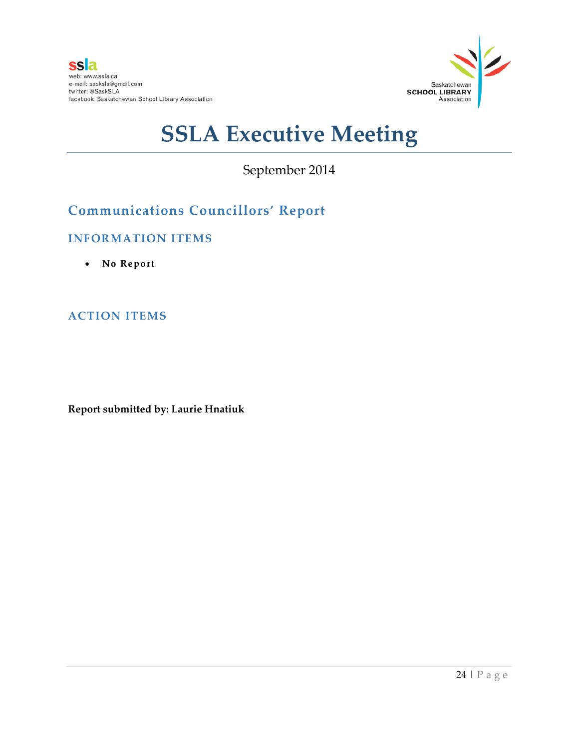ssla
web: www.ssla.ca
e-mail: sasksla@gmail.com
twitter: @SaskSLA
facebook: Saskatchewan School Library Association

Saskatchewan **SCHOOL LIBRARY** Association

# SSLA Executive Meeting

September 2014

## Communications Councillors' Report

### INFORMATION ITEMS

- **No Report**

### ACTION ITEMS

**Report submitted by: Laurie Hnatiuk**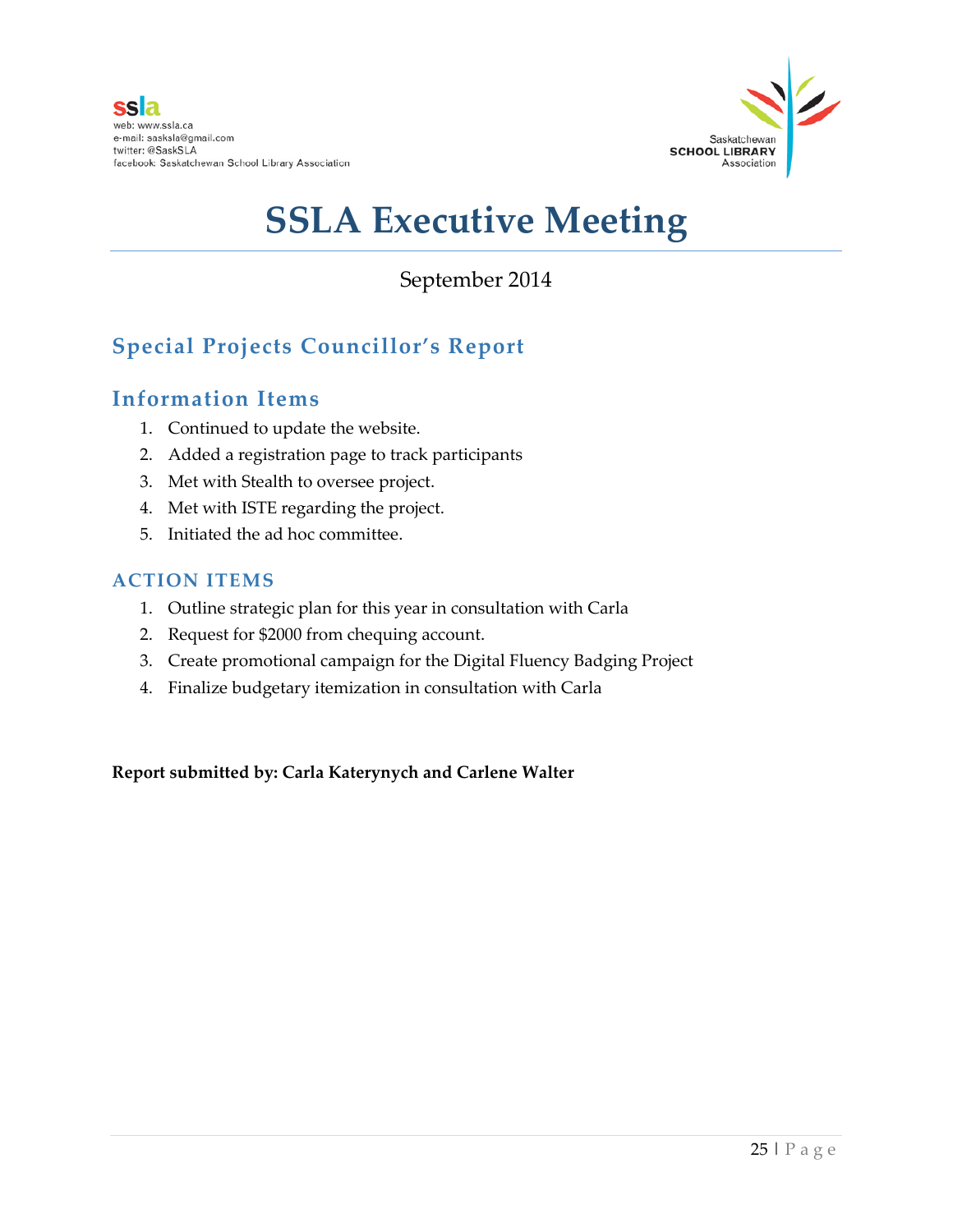ssla

web: www.ssla.ca
e-mail: sasksla@gmail.com
twitter: @SaskSLA
facebook: Saskatchewan School Library Association

Saskatchewan **SCHOOL LIBRARY** Association

# SSLA Executive Meeting

September 2014

## Special Projects Councillor's Report

## Information Items

1. Continued to update the website.
2. Added a registration page to track participants
3. Met with Stealth to oversee project.
4. Met with ISTE regarding the project.
5. Initiated the ad hoc committee.

### ACTION ITEMS

1. Outline strategic plan for this year in consultation with Carla
2. Request for $2000 from chequing account.
3. Create promotional campaign for the Digital Fluency Badging Project
4. Finalize budgetary itemization in consultation with Carla

**Report submitted by: Carla Katerynych and Carlene Walter**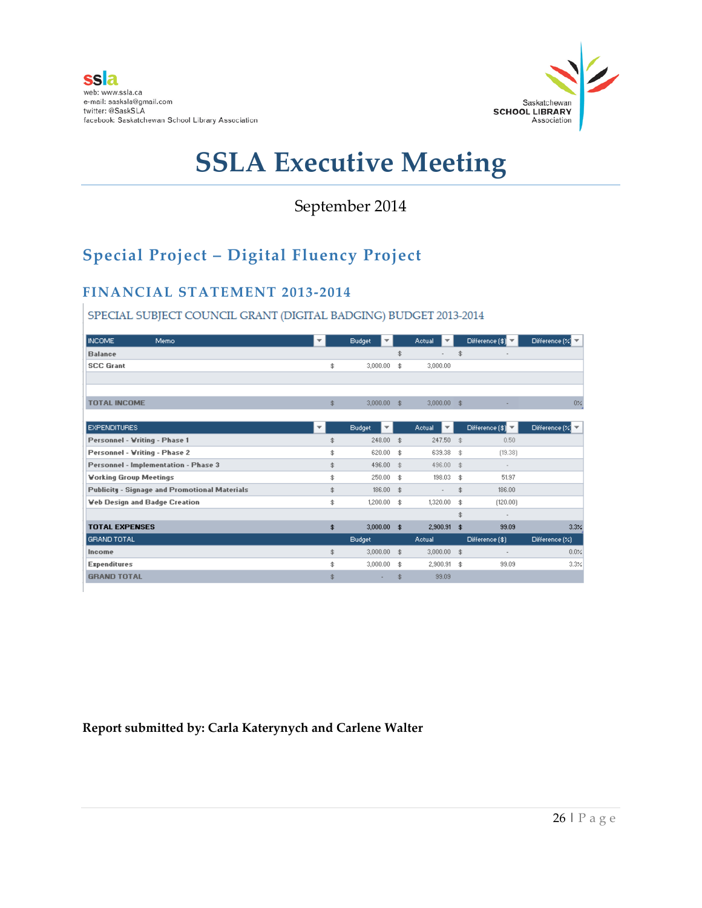# SSLA Executive Meeting

September 2014

## Special Project – Digital Fluency Project

### FINANCIAL STATEMENT 2013-2014

SPECIAL SUBJECT COUNCIL GRANT (DIGITAL BADGING) BUDGET 2013-2014

| INCOME | Memo | Budget | Actual | Difference ($) | Difference (%) |
|---|---|---|---|---|---|
| Balance | | | $ - | $ - | |
| SCC Grant | | $ 3,000.00 | $ 3,000.00 | | |
| | | | | | |
| | | | | | |
| TOTAL INCOME | | $ 3,000.00 | $ 3,000.00 | $ - | 0% |

| EXPENDITURES | Budget | Actual | Difference ($) | Difference (%) |
|---|---|---|---|---|
| Personnel - Writing - Phase 1 | $ 248.00 | $ 247.50 | $ 0.50 | |
| Personnel - Writing - Phase 2 | $ 620.00 | $ 639.38 | $ (19.38) | |
| Personnel - Implementation - Phase 3 | $ 496.00 | $ 496.00 | $ - | |
| Working Group Meetings | $ 250.00 | $ 198.03 | $ 51.97 | |
| Publicity - Signage and Promotional Materials | $ 186.00 | $ - | $ 186.00 | |
| Web Design and Badge Creation | $ 1,200.00 | $ 1,320.00 | $ (120.00) | |
| | | | $ - | |
| **TOTAL EXPENSES** | $ 3,000.00 | $ 2,900.91 | $ 99.09 | 3.3% |

| GRAND TOTAL | Budget | Actual | Difference ($) | Difference (%) |
|---|---|---|---|---|
| Income | $ 3,000.00 | $ 3,000.00 | $ - | 0.0% |
| Expenditures | $ 3,000.00 | $ 2,900.91 | $ 99.09 | 3.3% |
| GRAND TOTAL | $ - | $ 99.09 | | |

**Report submitted by: Carla Katerynych and Carlene Walter**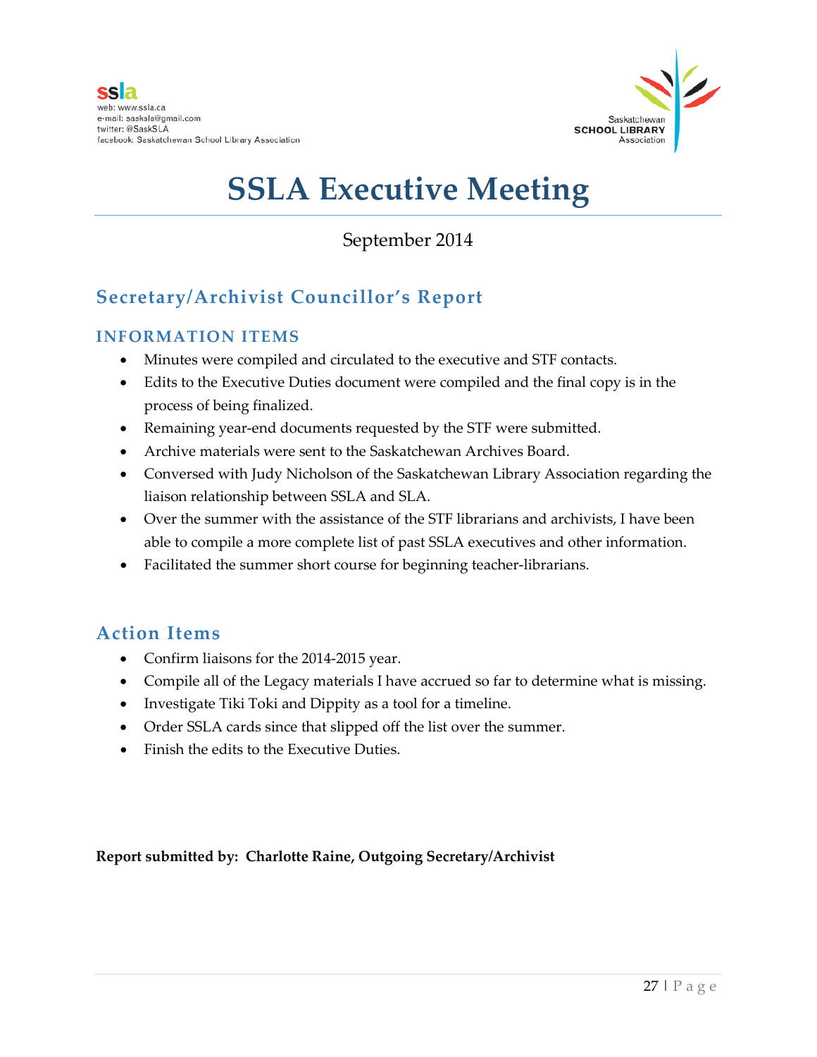ssla
web: www.ssla.ca
e-mail: sasksla@gmail.com
twitter: @SaskSLA
facebook: Saskatchewan School Library Association

Saskatchewan
SCHOOL LIBRARY
Association

# SSLA Executive Meeting

September 2014

## Secretary/Archivist Councillor's Report

### INFORMATION ITEMS

- Minutes were compiled and circulated to the executive and STF contacts.
- Edits to the Executive Duties document were compiled and the final copy is in the process of being finalized.
- Remaining year-end documents requested by the STF were submitted.
- Archive materials were sent to the Saskatchewan Archives Board.
- Conversed with Judy Nicholson of the Saskatchewan Library Association regarding the liaison relationship between SSLA and SLA.
- Over the summer with the assistance of the STF librarians and archivists, I have been able to compile a more complete list of past SSLA executives and other information.
- Facilitated the summer short course for beginning teacher-librarians.

## Action Items

- Confirm liaisons for the 2014-2015 year.
- Compile all of the Legacy materials I have accrued so far to determine what is missing.
- Investigate Tiki Toki and Dippity as a tool for a timeline.
- Order SSLA cards since that slipped off the list over the summer.
- Finish the edits to the Executive Duties.

**Report submitted by: Charlotte Raine, Outgoing Secretary/Archivist**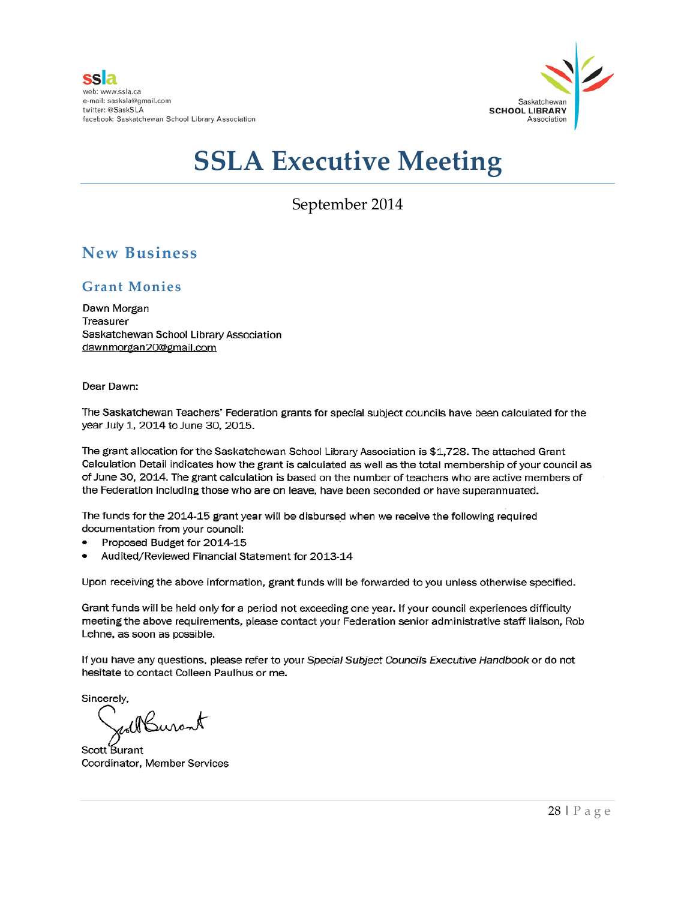ssla
web: www.ssla.ca
e-mail: sasksla@gmail.com
twitter: @SaskSLA
facebook: Saskatchewan School Library Association

Saskatchewan
SCHOOL LIBRARY
Association

# SSLA Executive Meeting

September 2014

## New Business

### Grant Monies

Dawn Morgan
Treasurer
Saskatchewan School Library Association
dawnmorgan20@gmail.com

Dear Dawn:

The Saskatchewan Teachers' Federation grants for special subject councils have been calculated for the year July 1, 2014 to June 30, 2015.

The grant allocation for the Saskatchewan School Library Association is $1,728. The attached Grant Calculation Detail indicates how the grant is calculated as well as the total membership of your council as of June 30, 2014. The grant calculation is based on the number of teachers who are active members of the Federation including those who are on leave, have been seconded or have superannuated.

The funds for the 2014-15 grant year will be disbursed when we receive the following required documentation from your council:

- Proposed Budget for 2014-15
- Audited/Reviewed Financial Statement for 2013-14

Upon receiving the above information, grant funds will be forwarded to you unless otherwise specified.

Grant funds will be held only for a period not exceeding one year. If your council experiences difficulty meeting the above requirements, please contact your Federation senior administrative staff liaison, Rob Lehne, as soon as possible.

If you have any questions, please refer to your *Special Subject Councils Executive Handbook* or do not hesitate to contact Colleen Paulhus or me.

Sincerely,

Scott Burant
Coordinator, Member Services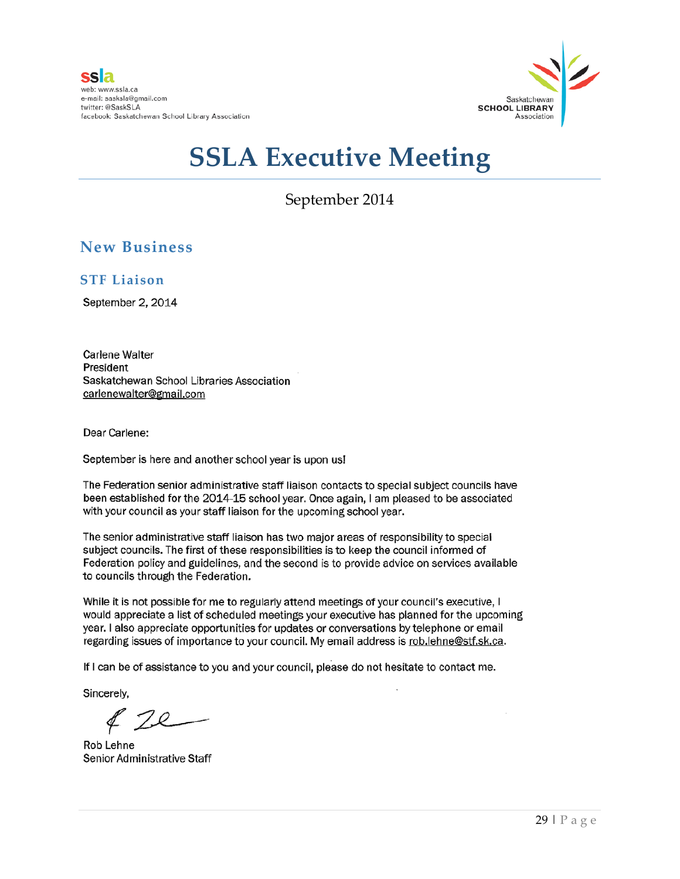ssla
web: www.ssla.ca
e-mail: sasksla@gmail.com
twitter: @SaskSLA
facebook: Saskatchewan School Library Association

Saskatchewan
SCHOOL LIBRARY
Association

# SSLA Executive Meeting

September 2014

## New Business

### STF Liaison

September 2, 2014

Carlene Walter
President
Saskatchewan School Libraries Association
carlenewalter@gmail.com

Dear Carlene:

September is here and another school year is upon us!

The Federation senior administrative staff liaison contacts to special subject councils have been established for the 2014-15 school year. Once again, I am pleased to be associated with your council as your staff liaison for the upcoming school year.

The senior administrative staff liaison has two major areas of responsibility to special subject councils. The first of these responsibilities is to keep the council informed of Federation policy and guidelines, and the second is to provide advice on services available to councils through the Federation.

While it is not possible for me to regularly attend meetings of your council's executive, I would appreciate a list of scheduled meetings your executive has planned for the upcoming year. I also appreciate opportunities for updates or conversations by telephone or email regarding issues of importance to your council. My email address is rob.lehne@stf.sk.ca.

If I can be of assistance to you and your council, please do not hesitate to contact me.

Sincerely,

Rob Lehne
Senior Administrative Staff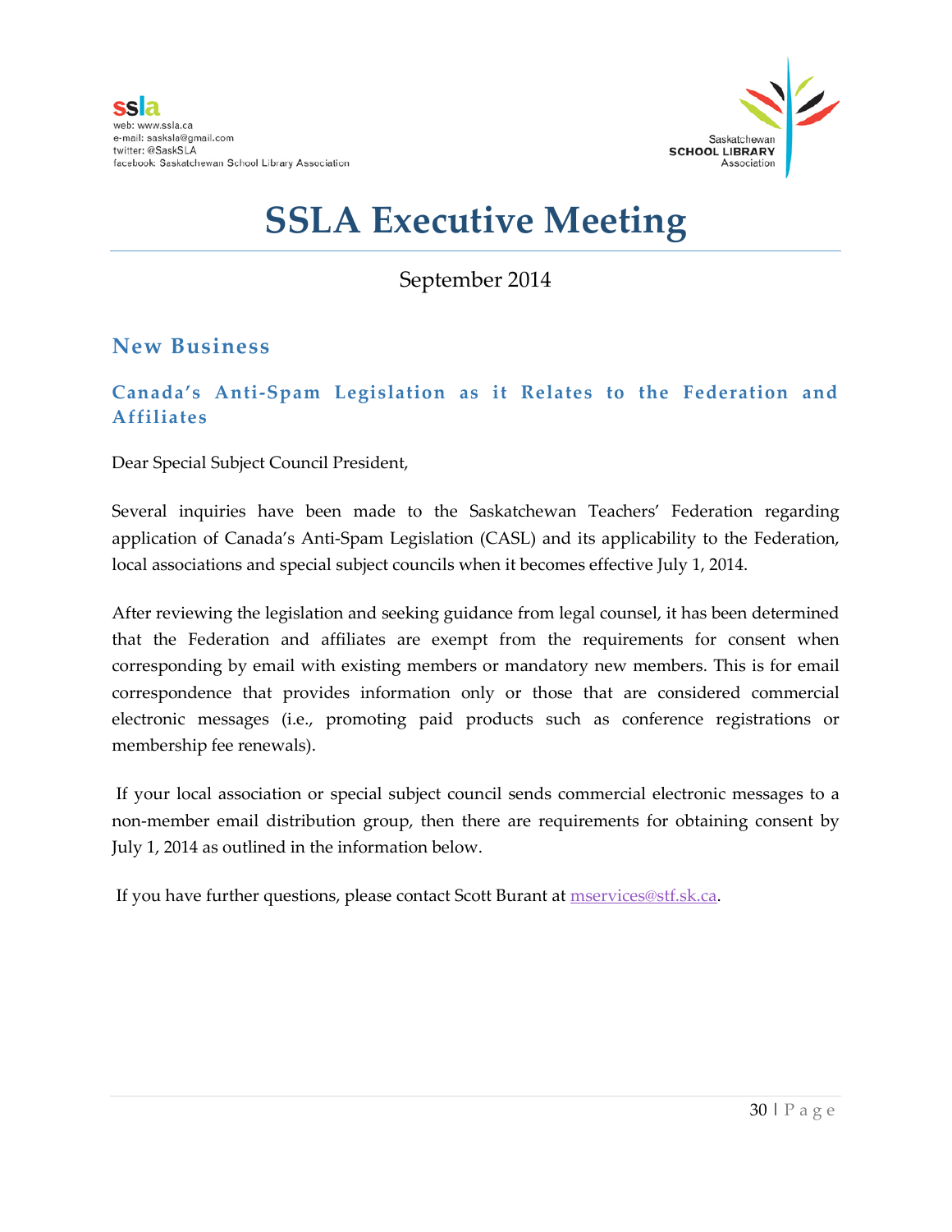# SSLA Executive Meeting

September 2014

## New Business

### Canada's Anti-Spam Legislation as it Relates to the Federation and Affiliates

Dear Special Subject Council President,

Several inquiries have been made to the Saskatchewan Teachers' Federation regarding application of Canada's Anti-Spam Legislation (CASL) and its applicability to the Federation, local associations and special subject councils when it becomes effective July 1, 2014.

After reviewing the legislation and seeking guidance from legal counsel, it has been determined that the Federation and affiliates are exempt from the requirements for consent when corresponding by email with existing members or mandatory new members. This is for email correspondence that provides information only or those that are considered commercial electronic messages (i.e., promoting paid products such as conference registrations or membership fee renewals).

If your local association or special subject council sends commercial electronic messages to a non-member email distribution group, then there are requirements for obtaining consent by July 1, 2014 as outlined in the information below.

If you have further questions, please contact Scott Burant at mservices@stf.sk.ca.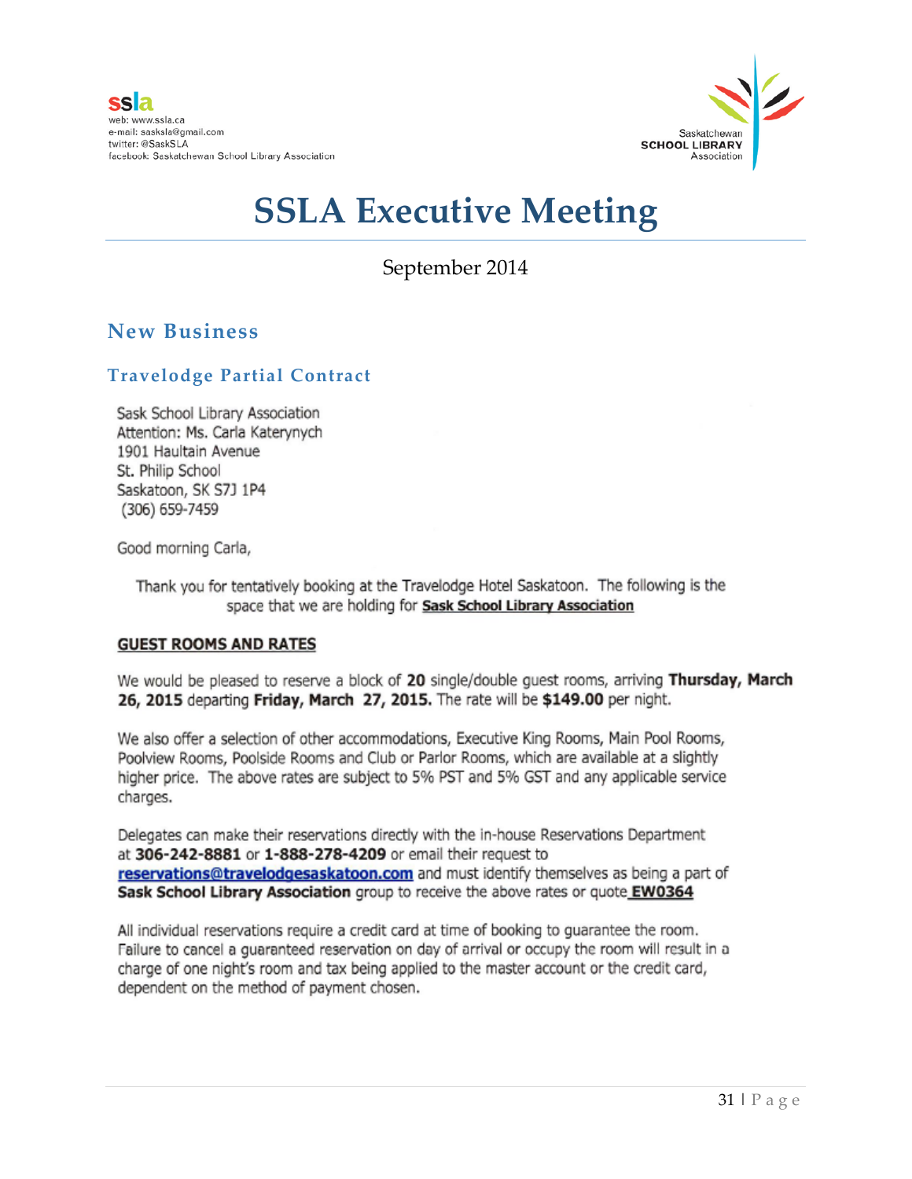ssla
web: www.ssla.ca
e-mail: sasksla@gmail.com
twitter: @SaskSLA
facebook: Saskatchewan School Library Association

Saskatchewan
SCHOOL LIBRARY
Association

# SSLA Executive Meeting

September 2014

## New Business

### Travelodge Partial Contract

Sask School Library Association
Attention: Ms. Carla Katerynych
1901 Haultain Avenue
St. Philip School
Saskatoon, SK S7J 1P4
(306) 659-7459

Good morning Carla,

Thank you for tentatively booking at the Travelodge Hotel Saskatoon. The following is the space that we are holding for **Sask School Library Association**

**GUEST ROOMS AND RATES**

We would be pleased to reserve a block of **20** single/double guest rooms, arriving **Thursday, March 26, 2015** departing **Friday, March 27, 2015.** The rate will be **$149.00** per night.

We also offer a selection of other accommodations, Executive King Rooms, Main Pool Rooms, Poolview Rooms, Poolside Rooms and Club or Parlor Rooms, which are available at a slightly higher price. The above rates are subject to 5% PST and 5% GST and any applicable service charges.

Delegates can make their reservations directly with the in-house Reservations Department at **306-242-8881** or **1-888-278-4209** or email their request to reservations@travelodgesaskatoon.com and must identify themselves as being a part of **Sask School Library Association** group to receive the above rates or quote **EW0364**

All individual reservations require a credit card at time of booking to guarantee the room. Failure to cancel a guaranteed reservation on day of arrival or occupy the room will result in a charge of one night's room and tax being applied to the master account or the credit card, dependent on the method of payment chosen.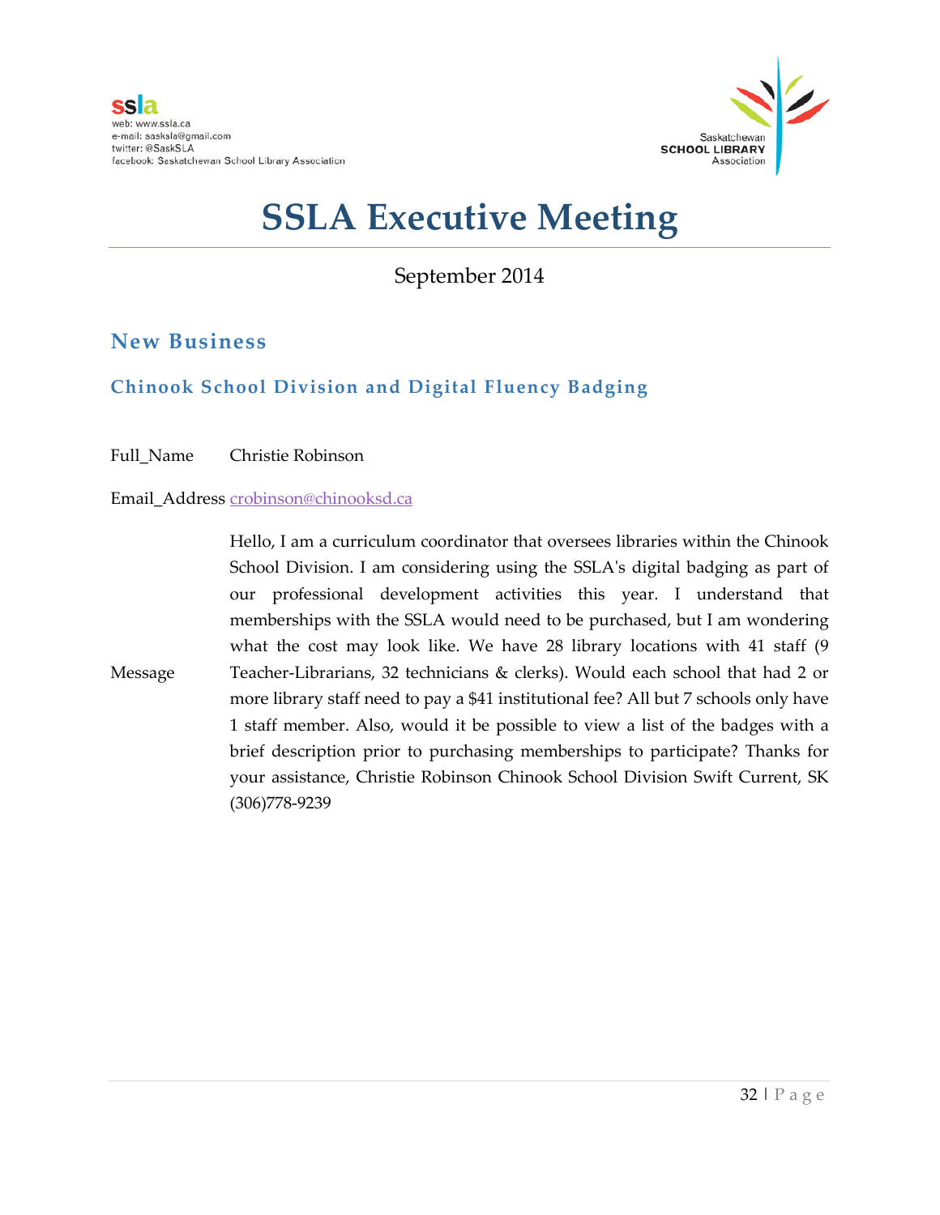# SSLA Executive Meeting

September 2014

## New Business

### Chinook School Division and Digital Fluency Badging

| | |
|---|---|
| Full_Name | Christie Robinson |
| Email_Address | crobinson@chinooksd.ca |
| Message | Hello, I am a curriculum coordinator that oversees libraries within the Chinook School Division. I am considering using the SSLA's digital badging as part of our professional development activities this year. I understand that memberships with the SSLA would need to be purchased, but I am wondering what the cost may look like. We have 28 library locations with 41 staff (9 Teacher-Librarians, 32 technicians & clerks). Would each school that had 2 or more library staff need to pay a $41 institutional fee? All but 7 schools only have 1 staff member. Also, would it be possible to view a list of the badges with a brief description prior to purchasing memberships to participate? Thanks for your assistance, Christie Robinson Chinook School Division Swift Current, SK (306)778-9239 |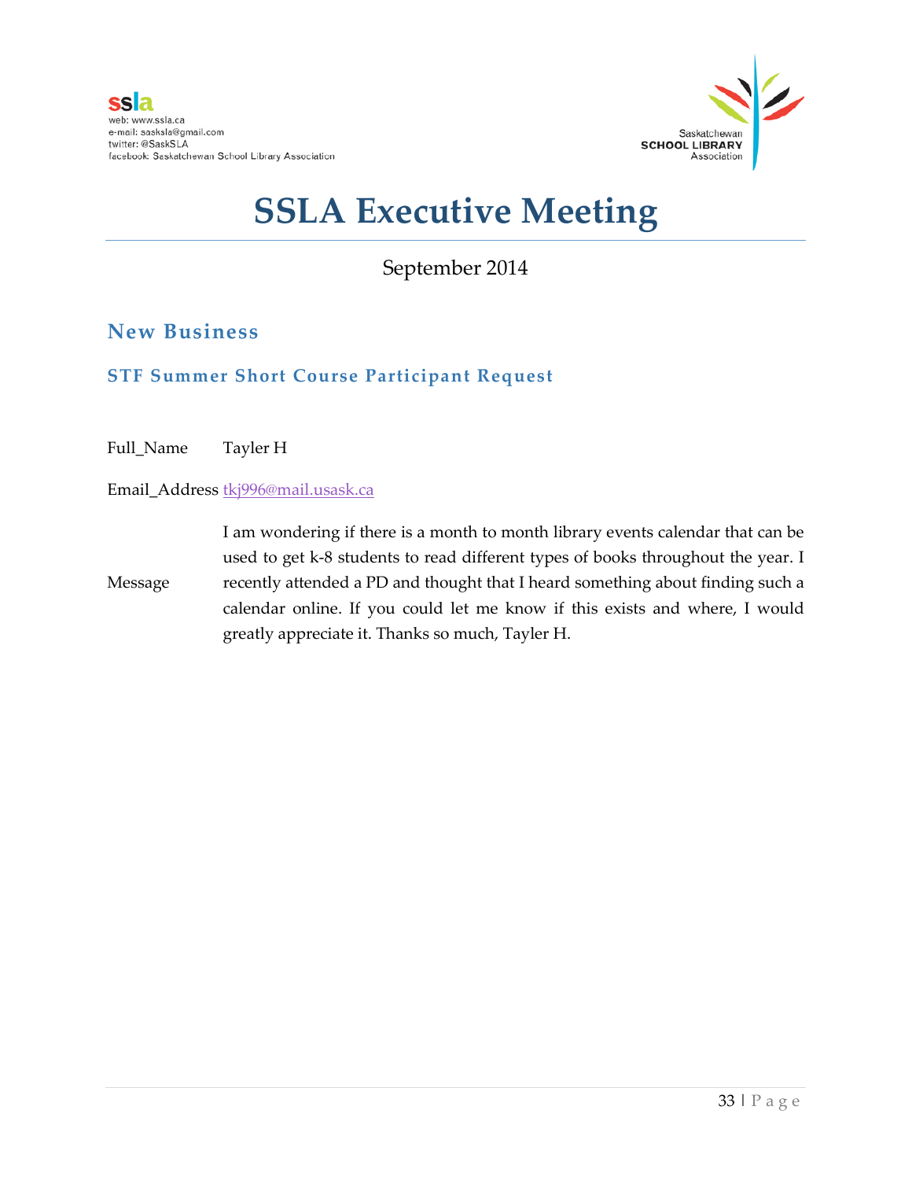# SSLA Executive Meeting

September 2014

## New Business

### STF Summer Short Course Participant Request

| | |
|---|---|
| Full_Name | Tayler H |
| Email_Address | tkj996@mail.usask.ca |
| Message | I am wondering if there is a month to month library events calendar that can be used to get k-8 students to read different types of books throughout the year. I recently attended a PD and thought that I heard something about finding such a calendar online. If you could let me know if this exists and where, I would greatly appreciate it. Thanks so much, Tayler H. |